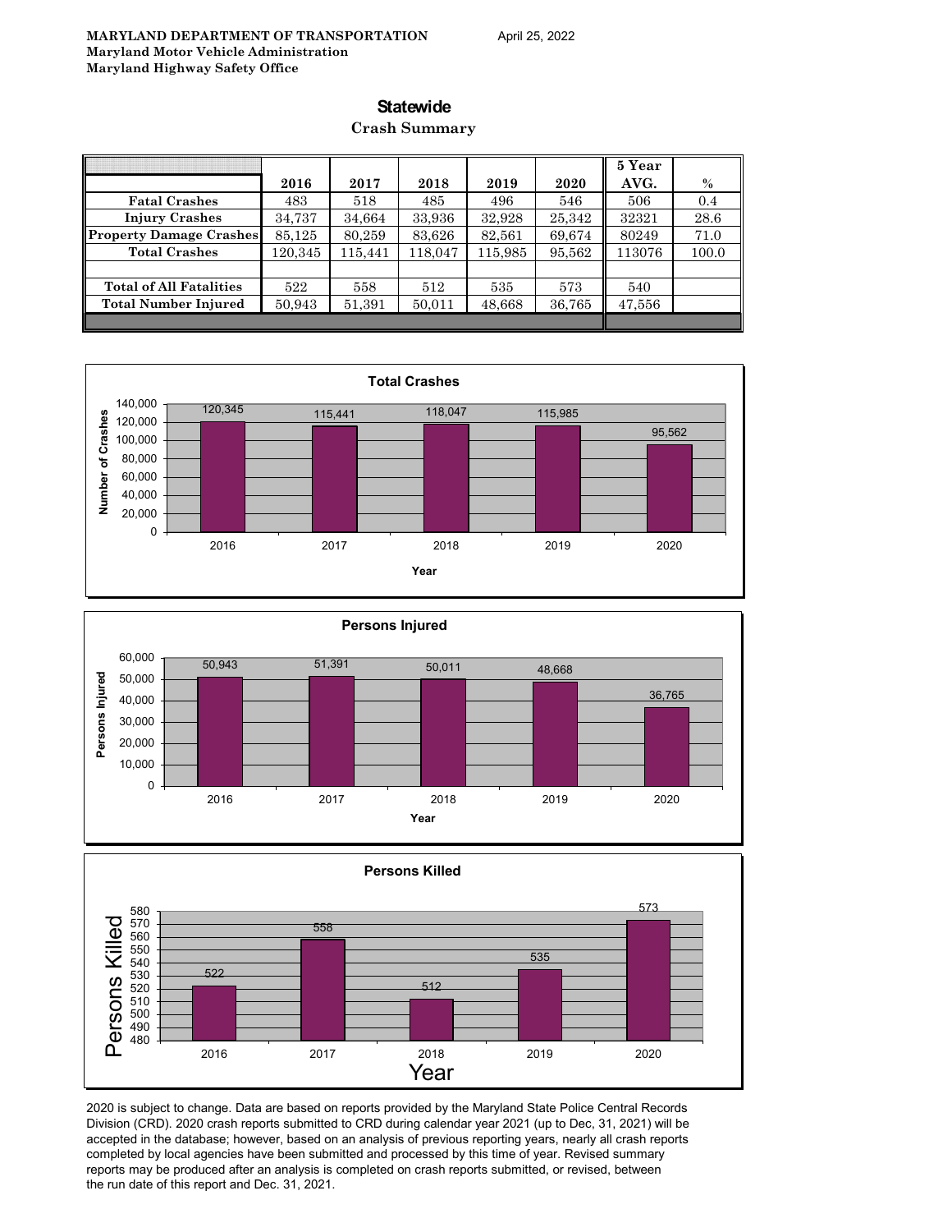**MARYLAND DEPARTMENT OF TRANSPORTATION**
**Maryland Motor Vehicle Administration**
**Maryland Highway Safety Office**

April 25, 2022

# Statewide

## Crash Summary

| | 2016 | 2017 | 2018 | 2019 | 2020 | 5 Year AVG. | % |
|---|---|---|---|---|---|---|---|
| Fatal Crashes | 483 | 518 | 485 | 496 | 546 | 506 | 0.4 |
| Injury Crashes | 34,737 | 34,664 | 33,936 | 32,928 | 25,342 | 32321 | 28.6 |
| Property Damage Crashes | 85,125 | 80,259 | 83,626 | 82,561 | 69,674 | 80249 | 71.0 |
| Total Crashes | 120,345 | 115,441 | 118,047 | 115,985 | 95,562 | 113076 | 100.0 |
| | | | | | | | |
| Total of All Fatalities | 522 | 558 | 512 | 535 | 573 | 540 | |
| Total Number Injured | 50,943 | 51,391 | 50,011 | 48,668 | 36,765 | 47,556 | |

**Total Crashes**

| Year | Number of Crashes |
|---|---|
| 2016 | 120,345 |
| 2017 | 115,441 |
| 2018 | 118,047 |
| 2019 | 115,985 |
| 2020 | 95,562 |

**Persons Injured**

| Year | Persons Injured |
|---|---|
| 2016 | 50,943 |
| 2017 | 51,391 |
| 2018 | 50,011 |
| 2019 | 48,668 |
| 2020 | 36,765 |

**Persons Killed**

| Year | Persons Killed |
|---|---|
| 2016 | 522 |
| 2017 | 558 |
| 2018 | 512 |
| 2019 | 535 |
| 2020 | 573 |

2020 is subject to change. Data are based on reports provided by the Maryland State Police Central Records Division (CRD). 2020 crash reports submitted to CRD during calendar year 2021 (up to Dec, 31, 2021) will be accepted in the database; however, based on an analysis of previous reporting years, nearly all crash reports completed by local agencies have been submitted and processed by this time of year. Revised summary reports may be produced after an analysis is completed on crash reports submitted, or revised, between the run date of this report and Dec. 31, 2021.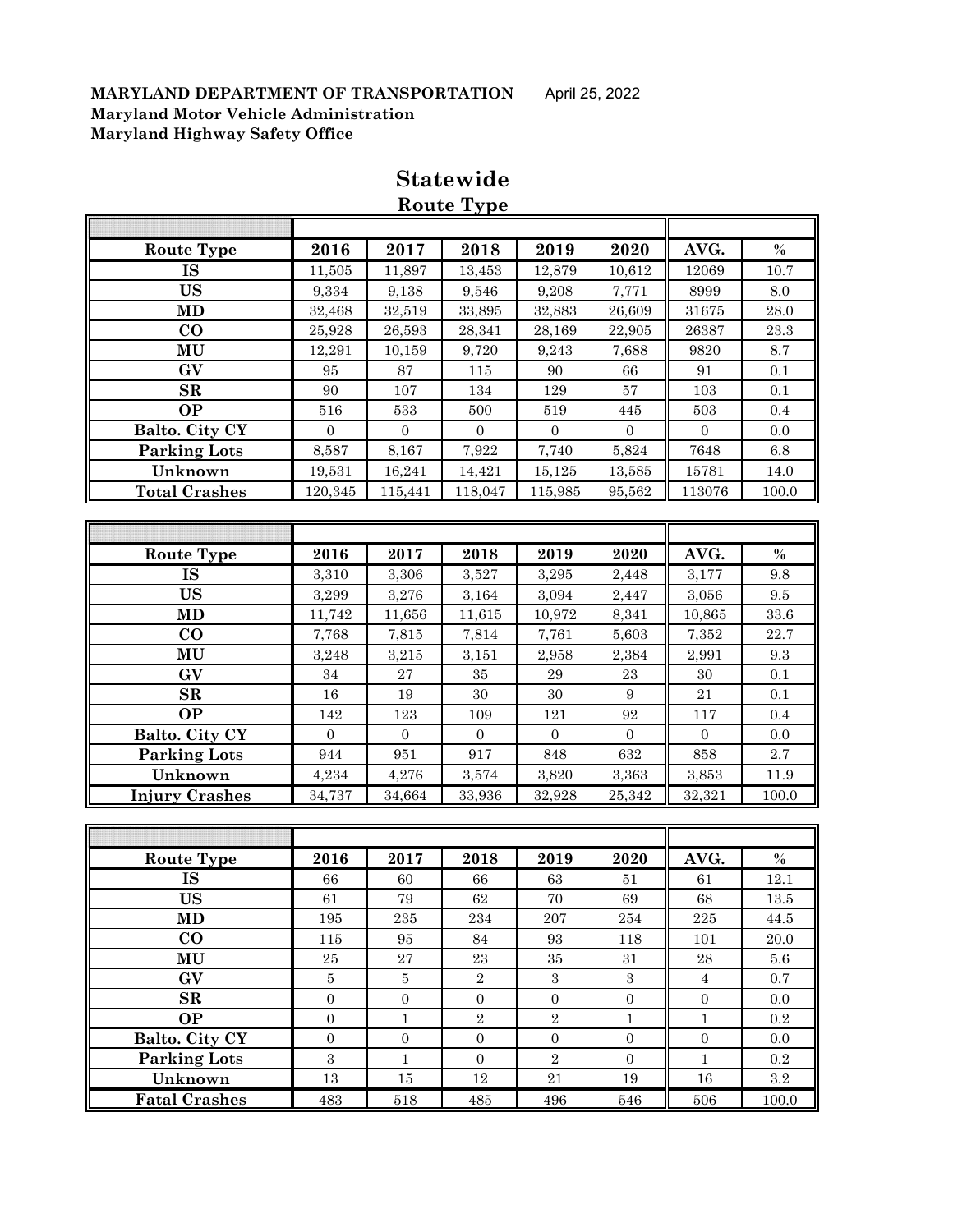**MARYLAND DEPARTMENT OF TRANSPORTATION** April 25, 2022
**Maryland Motor Vehicle Administration**
**Maryland Highway Safety Office**

# Statewide

## Route Type

| Route Type | 2016 | 2017 | 2018 | 2019 | 2020 | AVG. | % |
|---|---|---|---|---|---|---|---|
| IS | 11,505 | 11,897 | 13,453 | 12,879 | 10,612 | 12069 | 10.7 |
| US | 9,334 | 9,138 | 9,546 | 9,208 | 7,771 | 8999 | 8.0 |
| MD | 32,468 | 32,519 | 33,895 | 32,883 | 26,609 | 31675 | 28.0 |
| CO | 25,928 | 26,593 | 28,341 | 28,169 | 22,905 | 26387 | 23.3 |
| MU | 12,291 | 10,159 | 9,720 | 9,243 | 7,688 | 9820 | 8.7 |
| GV | 95 | 87 | 115 | 90 | 66 | 91 | 0.1 |
| SR | 90 | 107 | 134 | 129 | 57 | 103 | 0.1 |
| OP | 516 | 533 | 500 | 519 | 445 | 503 | 0.4 |
| Balto. City CY | 0 | 0 | 0 | 0 | 0 | 0 | 0.0 |
| Parking Lots | 8,587 | 8,167 | 7,922 | 7,740 | 5,824 | 7648 | 6.8 |
| Unknown | 19,531 | 16,241 | 14,421 | 15,125 | 13,585 | 15781 | 14.0 |
| Total Crashes | 120,345 | 115,441 | 118,047 | 115,985 | 95,562 | 113076 | 100.0 |

| Route Type | 2016 | 2017 | 2018 | 2019 | 2020 | AVG. | % |
|---|---|---|---|---|---|---|---|
| IS | 3,310 | 3,306 | 3,527 | 3,295 | 2,448 | 3,177 | 9.8 |
| US | 3,299 | 3,276 | 3,164 | 3,094 | 2,447 | 3,056 | 9.5 |
| MD | 11,742 | 11,656 | 11,615 | 10,972 | 8,341 | 10,865 | 33.6 |
| CO | 7,768 | 7,815 | 7,814 | 7,761 | 5,603 | 7,352 | 22.7 |
| MU | 3,248 | 3,215 | 3,151 | 2,958 | 2,384 | 2,991 | 9.3 |
| GV | 34 | 27 | 35 | 29 | 23 | 30 | 0.1 |
| SR | 16 | 19 | 30 | 30 | 9 | 21 | 0.1 |
| OP | 142 | 123 | 109 | 121 | 92 | 117 | 0.4 |
| Balto. City CY | 0 | 0 | 0 | 0 | 0 | 0 | 0.0 |
| Parking Lots | 944 | 951 | 917 | 848 | 632 | 858 | 2.7 |
| Unknown | 4,234 | 4,276 | 3,574 | 3,820 | 3,363 | 3,853 | 11.9 |
| Injury Crashes | 34,737 | 34,664 | 33,936 | 32,928 | 25,342 | 32,321 | 100.0 |

| Route Type | 2016 | 2017 | 2018 | 2019 | 2020 | AVG. | % |
|---|---|---|---|---|---|---|---|
| IS | 66 | 60 | 66 | 63 | 51 | 61 | 12.1 |
| US | 61 | 79 | 62 | 70 | 69 | 68 | 13.5 |
| MD | 195 | 235 | 234 | 207 | 254 | 225 | 44.5 |
| CO | 115 | 95 | 84 | 93 | 118 | 101 | 20.0 |
| MU | 25 | 27 | 23 | 35 | 31 | 28 | 5.6 |
| GV | 5 | 5 | 2 | 3 | 3 | 4 | 0.7 |
| SR | 0 | 0 | 0 | 0 | 0 | 0 | 0.0 |
| OP | 0 | 1 | 2 | 2 | 1 | 1 | 0.2 |
| Balto. City CY | 0 | 0 | 0 | 0 | 0 | 0 | 0.0 |
| Parking Lots | 3 | 1 | 0 | 2 | 0 | 1 | 0.2 |
| Unknown | 13 | 15 | 12 | 21 | 19 | 16 | 3.2 |
| Fatal Crashes | 483 | 518 | 485 | 496 | 546 | 506 | 100.0 |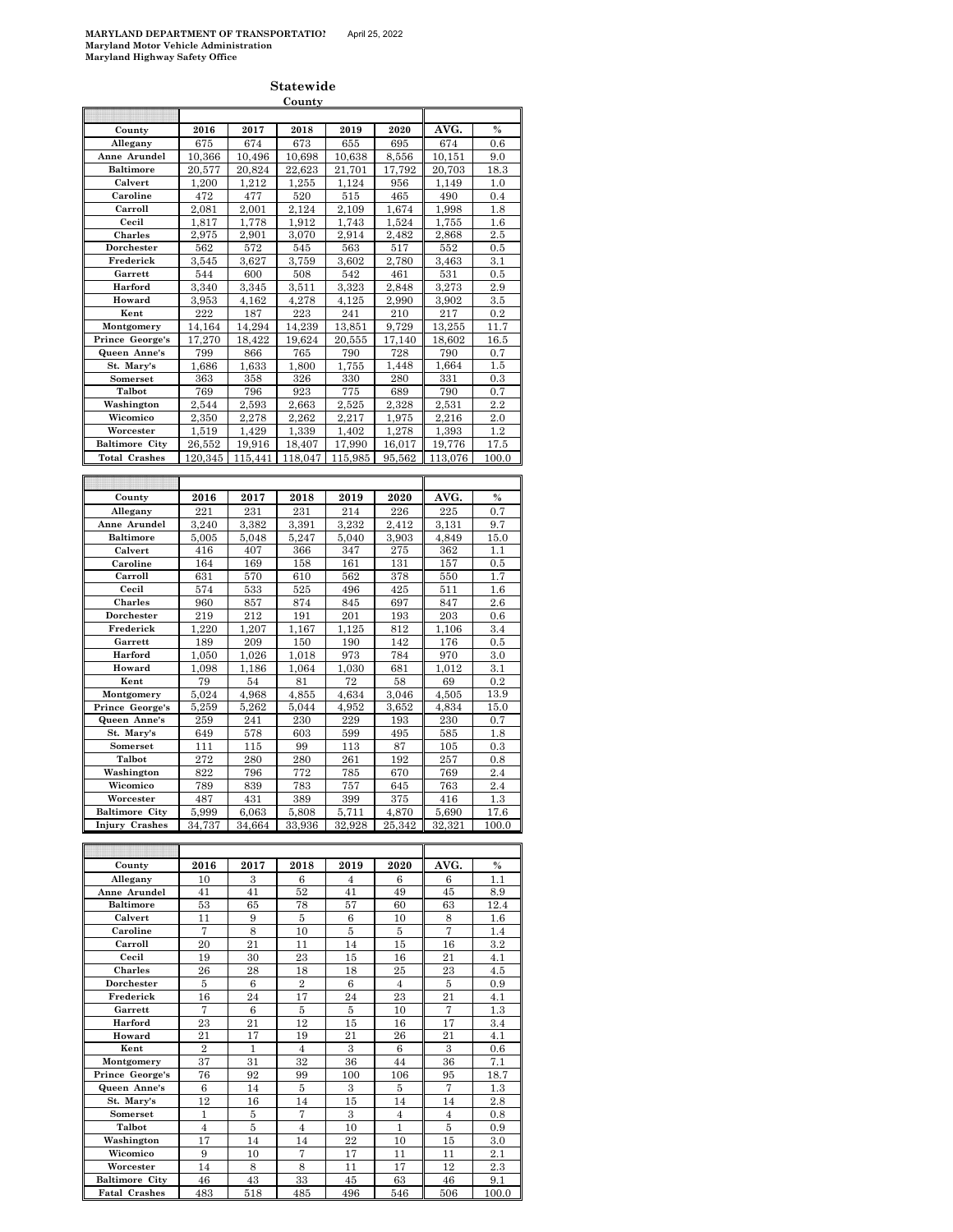**MARYLAND DEPARTMENT OF TRANSPORTATIO** April 25, 2022
**Maryland Motor Vehicle Administration**
**Maryland Highway Safety Office**

## Statewide

**County**

| County | 2016 | 2017 | 2018 | 2019 | 2020 | AVG. | % |
|---|---|---|---|---|---|---|---|
| Allegany | 675 | 674 | 673 | 655 | 695 | 674 | 0.6 |
| Anne Arundel | 10,366 | 10,496 | 10,698 | 10,638 | 8,556 | 10,151 | 9.0 |
| Baltimore | 20,577 | 20,824 | 22,623 | 21,701 | 17,792 | 20,703 | 18.3 |
| Calvert | 1,200 | 1,212 | 1,255 | 1,124 | 956 | 1,149 | 1.0 |
| Caroline | 472 | 477 | 520 | 515 | 465 | 490 | 0.4 |
| Carroll | 2,081 | 2,001 | 2,124 | 2,109 | 1,674 | 1,998 | 1.8 |
| Cecil | 1,817 | 1,778 | 1,912 | 1,743 | 1,524 | 1,755 | 1.6 |
| Charles | 2,975 | 2,901 | 3,070 | 2,914 | 2,482 | 2,868 | 2.5 |
| Dorchester | 562 | 572 | 545 | 563 | 517 | 552 | 0.5 |
| Frederick | 3,545 | 3,627 | 3,759 | 3,602 | 2,780 | 3,463 | 3.1 |
| Garrett | 544 | 600 | 508 | 542 | 461 | 531 | 0.5 |
| Harford | 3,340 | 3,345 | 3,511 | 3,323 | 2,848 | 3,273 | 2.9 |
| Howard | 3,953 | 4,162 | 4,278 | 4,125 | 2,990 | 3,902 | 3.5 |
| Kent | 222 | 187 | 223 | 241 | 210 | 217 | 0.2 |
| Montgomery | 14,164 | 14,294 | 14,239 | 13,851 | 9,729 | 13,255 | 11.7 |
| Prince George's | 17,270 | 18,422 | 19,624 | 20,555 | 17,140 | 18,602 | 16.5 |
| Queen Anne's | 799 | 866 | 765 | 790 | 728 | 790 | 0.7 |
| St. Mary's | 1,686 | 1,633 | 1,800 | 1,755 | 1,448 | 1,664 | 1.5 |
| Somerset | 363 | 358 | 326 | 330 | 280 | 331 | 0.3 |
| Talbot | 769 | 796 | 923 | 775 | 689 | 790 | 0.7 |
| Washington | 2,544 | 2,593 | 2,663 | 2,525 | 2,328 | 2,531 | 2.2 |
| Wicomico | 2,350 | 2,278 | 2,262 | 2,217 | 1,975 | 2,216 | 2.0 |
| Worcester | 1,519 | 1,429 | 1,339 | 1,402 | 1,278 | 1,393 | 1.2 |
| Baltimore City | 26,552 | 19,916 | 18,407 | 17,990 | 16,017 | 19,776 | 17.5 |
| Total Crashes | 120,345 | 115,441 | 118,047 | 115,985 | 95,562 | 113,076 | 100.0 |

| County | 2016 | 2017 | 2018 | 2019 | 2020 | AVG. | % |
|---|---|---|---|---|---|---|---|
| Allegany | 221 | 231 | 231 | 214 | 226 | 225 | 0.7 |
| Anne Arundel | 3,240 | 3,382 | 3,391 | 3,232 | 2,412 | 3,131 | 9.7 |
| Baltimore | 5,005 | 5,048 | 5,247 | 5,040 | 3,903 | 4,849 | 15.0 |
| Calvert | 416 | 407 | 366 | 347 | 275 | 362 | 1.1 |
| Caroline | 164 | 169 | 158 | 161 | 131 | 157 | 0.5 |
| Carroll | 631 | 570 | 610 | 562 | 378 | 550 | 1.7 |
| Cecil | 574 | 533 | 525 | 496 | 425 | 511 | 1.6 |
| Charles | 960 | 857 | 874 | 845 | 697 | 847 | 2.6 |
| Dorchester | 219 | 212 | 191 | 201 | 193 | 203 | 0.6 |
| Frederick | 1,220 | 1,207 | 1,167 | 1,125 | 812 | 1,106 | 3.4 |
| Garrett | 189 | 209 | 150 | 190 | 142 | 176 | 0.5 |
| Harford | 1,050 | 1,026 | 1,018 | 973 | 784 | 970 | 3.0 |
| Howard | 1,098 | 1,186 | 1,064 | 1,030 | 681 | 1,012 | 3.1 |
| Kent | 79 | 54 | 81 | 72 | 58 | 69 | 0.2 |
| Montgomery | 5,024 | 4,968 | 4,855 | 4,634 | 3,046 | 4,505 | 13.9 |
| Prince George's | 5,259 | 5,262 | 5,044 | 4,952 | 3,652 | 4,834 | 15.0 |
| Queen Anne's | 259 | 241 | 230 | 229 | 193 | 230 | 0.7 |
| St. Mary's | 649 | 578 | 603 | 599 | 495 | 585 | 1.8 |
| Somerset | 111 | 115 | 99 | 113 | 87 | 105 | 0.3 |
| Talbot | 272 | 280 | 280 | 261 | 192 | 257 | 0.8 |
| Washington | 822 | 796 | 772 | 785 | 670 | 769 | 2.4 |
| Wicomico | 789 | 839 | 783 | 757 | 645 | 763 | 2.4 |
| Worcester | 487 | 431 | 389 | 399 | 375 | 416 | 1.3 |
| Baltimore City | 5,999 | 6,063 | 5,808 | 5,711 | 4,870 | 5,690 | 17.6 |
| Injury Crashes | 34,737 | 34,664 | 33,936 | 32,928 | 25,342 | 32,321 | 100.0 |

| County | 2016 | 2017 | 2018 | 2019 | 2020 | AVG. | % |
|---|---|---|---|---|---|---|---|
| Allegany | 10 | 3 | 6 | 4 | 6 | 6 | 1.1 |
| Anne Arundel | 41 | 41 | 52 | 41 | 49 | 45 | 8.9 |
| Baltimore | 53 | 65 | 78 | 57 | 60 | 63 | 12.4 |
| Calvert | 11 | 9 | 5 | 6 | 10 | 8 | 1.6 |
| Caroline | 7 | 8 | 10 | 5 | 5 | 7 | 1.4 |
| Carroll | 20 | 21 | 11 | 14 | 15 | 16 | 3.2 |
| Cecil | 19 | 30 | 23 | 15 | 16 | 21 | 4.1 |
| Charles | 26 | 28 | 18 | 18 | 25 | 23 | 4.5 |
| Dorchester | 5 | 6 | 2 | 6 | 4 | 5 | 0.9 |
| Frederick | 16 | 24 | 17 | 24 | 23 | 21 | 4.1 |
| Garrett | 7 | 6 | 5 | 5 | 10 | 7 | 1.3 |
| Harford | 23 | 21 | 12 | 15 | 16 | 17 | 3.4 |
| Howard | 21 | 17 | 19 | 21 | 26 | 21 | 4.1 |
| Kent | 2 | 1 | 4 | 3 | 6 | 3 | 0.6 |
| Montgomery | 37 | 31 | 32 | 36 | 44 | 36 | 7.1 |
| Prince George's | 76 | 92 | 99 | 100 | 106 | 95 | 18.7 |
| Queen Anne's | 6 | 14 | 5 | 3 | 5 | 7 | 1.3 |
| St. Mary's | 12 | 16 | 14 | 15 | 14 | 14 | 2.8 |
| Somerset | 1 | 5 | 7 | 3 | 4 | 4 | 0.8 |
| Talbot | 4 | 5 | 4 | 10 | 1 | 5 | 0.9 |
| Washington | 17 | 14 | 14 | 22 | 10 | 15 | 3.0 |
| Wicomico | 9 | 10 | 7 | 17 | 11 | 11 | 2.1 |
| Worcester | 14 | 8 | 8 | 11 | 17 | 12 | 2.3 |
| Baltimore City | 46 | 43 | 33 | 45 | 63 | 46 | 9.1 |
| Fatal Crashes | 483 | 518 | 485 | 496 | 546 | 506 | 100.0 |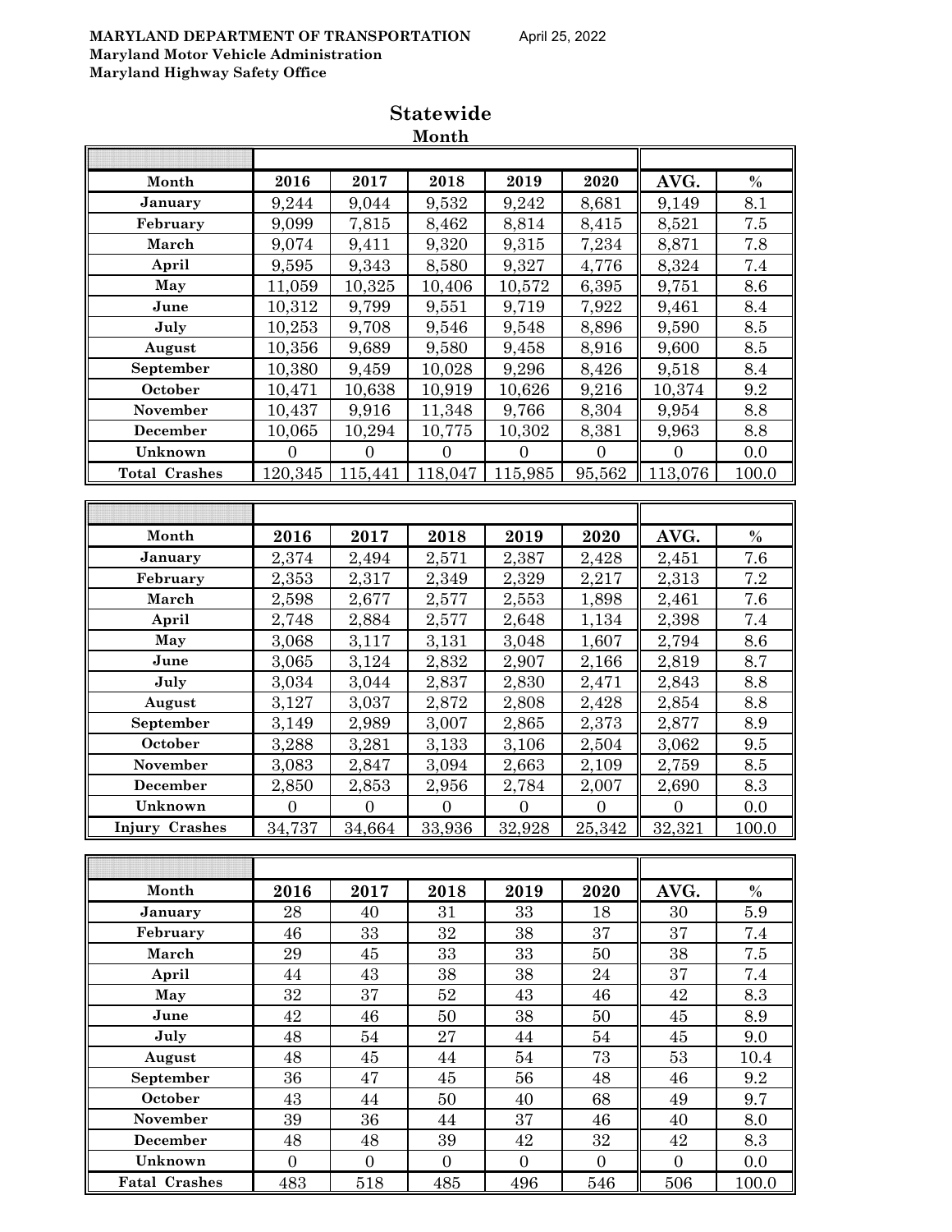**MARYLAND DEPARTMENT OF TRANSPORTATION** April 25, 2022
**Maryland Motor Vehicle Administration**
**Maryland Highway Safety Office**

# Statewide
## Month

| Month | 2016 | 2017 | 2018 | 2019 | 2020 | AVG. | % |
|---|---|---|---|---|---|---|---|
| January | 9,244 | 9,044 | 9,532 | 9,242 | 8,681 | 9,149 | 8.1 |
| February | 9,099 | 7,815 | 8,462 | 8,814 | 8,415 | 8,521 | 7.5 |
| March | 9,074 | 9,411 | 9,320 | 9,315 | 7,234 | 8,871 | 7.8 |
| April | 9,595 | 9,343 | 8,580 | 9,327 | 4,776 | 8,324 | 7.4 |
| May | 11,059 | 10,325 | 10,406 | 10,572 | 6,395 | 9,751 | 8.6 |
| June | 10,312 | 9,799 | 9,551 | 9,719 | 7,922 | 9,461 | 8.4 |
| July | 10,253 | 9,708 | 9,546 | 9,548 | 8,896 | 9,590 | 8.5 |
| August | 10,356 | 9,689 | 9,580 | 9,458 | 8,916 | 9,600 | 8.5 |
| September | 10,380 | 9,459 | 10,028 | 9,296 | 8,426 | 9,518 | 8.4 |
| October | 10,471 | 10,638 | 10,919 | 10,626 | 9,216 | 10,374 | 9.2 |
| November | 10,437 | 9,916 | 11,348 | 9,766 | 8,304 | 9,954 | 8.8 |
| December | 10,065 | 10,294 | 10,775 | 10,302 | 8,381 | 9,963 | 8.8 |
| Unknown | 0 | 0 | 0 | 0 | 0 | 0 | 0.0 |
| **Total Crashes** | 120,345 | 115,441 | 118,047 | 115,985 | 95,562 | 113,076 | 100.0 |

| Month | 2016 | 2017 | 2018 | 2019 | 2020 | AVG. | % |
|---|---|---|---|---|---|---|---|
| January | 2,374 | 2,494 | 2,571 | 2,387 | 2,428 | 2,451 | 7.6 |
| February | 2,353 | 2,317 | 2,349 | 2,329 | 2,217 | 2,313 | 7.2 |
| March | 2,598 | 2,677 | 2,577 | 2,553 | 1,898 | 2,461 | 7.6 |
| April | 2,748 | 2,884 | 2,577 | 2,648 | 1,134 | 2,398 | 7.4 |
| May | 3,068 | 3,117 | 3,131 | 3,048 | 1,607 | 2,794 | 8.6 |
| June | 3,065 | 3,124 | 2,832 | 2,907 | 2,166 | 2,819 | 8.7 |
| July | 3,034 | 3,044 | 2,837 | 2,830 | 2,471 | 2,843 | 8.8 |
| August | 3,127 | 3,037 | 2,872 | 2,808 | 2,428 | 2,854 | 8.8 |
| September | 3,149 | 2,989 | 3,007 | 2,865 | 2,373 | 2,877 | 8.9 |
| October | 3,288 | 3,281 | 3,133 | 3,106 | 2,504 | 3,062 | 9.5 |
| November | 3,083 | 2,847 | 3,094 | 2,663 | 2,109 | 2,759 | 8.5 |
| December | 2,850 | 2,853 | 2,956 | 2,784 | 2,007 | 2,690 | 8.3 |
| Unknown | 0 | 0 | 0 | 0 | 0 | 0 | 0.0 |
| **Injury Crashes** | 34,737 | 34,664 | 33,936 | 32,928 | 25,342 | 32,321 | 100.0 |

| Month | 2016 | 2017 | 2018 | 2019 | 2020 | AVG. | % |
|---|---|---|---|---|---|---|---|
| January | 28 | 40 | 31 | 33 | 18 | 30 | 5.9 |
| February | 46 | 33 | 32 | 38 | 37 | 37 | 7.4 |
| March | 29 | 45 | 33 | 33 | 50 | 38 | 7.5 |
| April | 44 | 43 | 38 | 38 | 24 | 37 | 7.4 |
| May | 32 | 37 | 52 | 43 | 46 | 42 | 8.3 |
| June | 42 | 46 | 50 | 38 | 50 | 45 | 8.9 |
| July | 48 | 54 | 27 | 44 | 54 | 45 | 9.0 |
| August | 48 | 45 | 44 | 54 | 73 | 53 | 10.4 |
| September | 36 | 47 | 45 | 56 | 48 | 46 | 9.2 |
| October | 43 | 44 | 50 | 40 | 68 | 49 | 9.7 |
| November | 39 | 36 | 44 | 37 | 46 | 40 | 8.0 |
| December | 48 | 48 | 39 | 42 | 32 | 42 | 8.3 |
| Unknown | 0 | 0 | 0 | 0 | 0 | 0 | 0.0 |
| **Fatal Crashes** | 483 | 518 | 485 | 496 | 546 | 506 | 100.0 |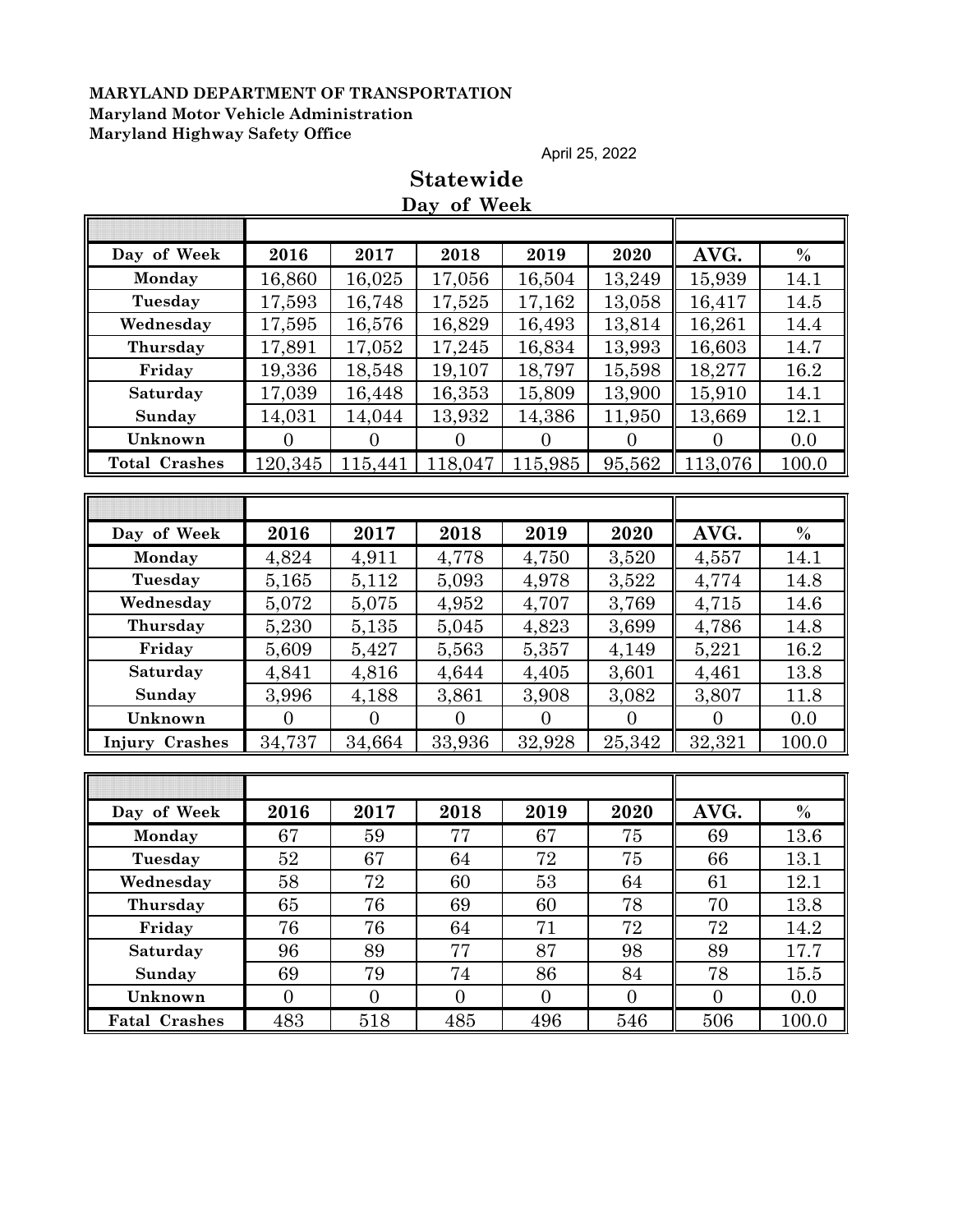**MARYLAND DEPARTMENT OF TRANSPORTATION**
**Maryland Motor Vehicle Administration**
**Maryland Highway Safety Office**

April 25, 2022

# Statewide

## Day of Week

| Day of Week | 2016 | 2017 | 2018 | 2019 | 2020 | AVG. | % |
|---|---|---|---|---|---|---|---|
| Monday | 16,860 | 16,025 | 17,056 | 16,504 | 13,249 | 15,939 | 14.1 |
| Tuesday | 17,593 | 16,748 | 17,525 | 17,162 | 13,058 | 16,417 | 14.5 |
| Wednesday | 17,595 | 16,576 | 16,829 | 16,493 | 13,814 | 16,261 | 14.4 |
| Thursday | 17,891 | 17,052 | 17,245 | 16,834 | 13,993 | 16,603 | 14.7 |
| Friday | 19,336 | 18,548 | 19,107 | 18,797 | 15,598 | 18,277 | 16.2 |
| Saturday | 17,039 | 16,448 | 16,353 | 15,809 | 13,900 | 15,910 | 14.1 |
| Sunday | 14,031 | 14,044 | 13,932 | 14,386 | 11,950 | 13,669 | 12.1 |
| Unknown | 0 | 0 | 0 | 0 | 0 | 0 | 0.0 |
| **Total Crashes** | 120,345 | 115,441 | 118,047 | 115,985 | 95,562 | 113,076 | 100.0 |

| Day of Week | 2016 | 2017 | 2018 | 2019 | 2020 | AVG. | % |
|---|---|---|---|---|---|---|---|
| Monday | 4,824 | 4,911 | 4,778 | 4,750 | 3,520 | 4,557 | 14.1 |
| Tuesday | 5,165 | 5,112 | 5,093 | 4,978 | 3,522 | 4,774 | 14.8 |
| Wednesday | 5,072 | 5,075 | 4,952 | 4,707 | 3,769 | 4,715 | 14.6 |
| Thursday | 5,230 | 5,135 | 5,045 | 4,823 | 3,699 | 4,786 | 14.8 |
| Friday | 5,609 | 5,427 | 5,563 | 5,357 | 4,149 | 5,221 | 16.2 |
| Saturday | 4,841 | 4,816 | 4,644 | 4,405 | 3,601 | 4,461 | 13.8 |
| Sunday | 3,996 | 4,188 | 3,861 | 3,908 | 3,082 | 3,807 | 11.8 |
| Unknown | 0 | 0 | 0 | 0 | 0 | 0 | 0.0 |
| **Injury Crashes** | 34,737 | 34,664 | 33,936 | 32,928 | 25,342 | 32,321 | 100.0 |

| Day of Week | 2016 | 2017 | 2018 | 2019 | 2020 | AVG. | % |
|---|---|---|---|---|---|---|---|
| Monday | 67 | 59 | 77 | 67 | 75 | 69 | 13.6 |
| Tuesday | 52 | 67 | 64 | 72 | 75 | 66 | 13.1 |
| Wednesday | 58 | 72 | 60 | 53 | 64 | 61 | 12.1 |
| Thursday | 65 | 76 | 69 | 60 | 78 | 70 | 13.8 |
| Friday | 76 | 76 | 64 | 71 | 72 | 72 | 14.2 |
| Saturday | 96 | 89 | 77 | 87 | 98 | 89 | 17.7 |
| Sunday | 69 | 79 | 74 | 86 | 84 | 78 | 15.5 |
| Unknown | 0 | 0 | 0 | 0 | 0 | 0 | 0.0 |
| **Fatal Crashes** | 483 | 518 | 485 | 496 | 546 | 506 | 100.0 |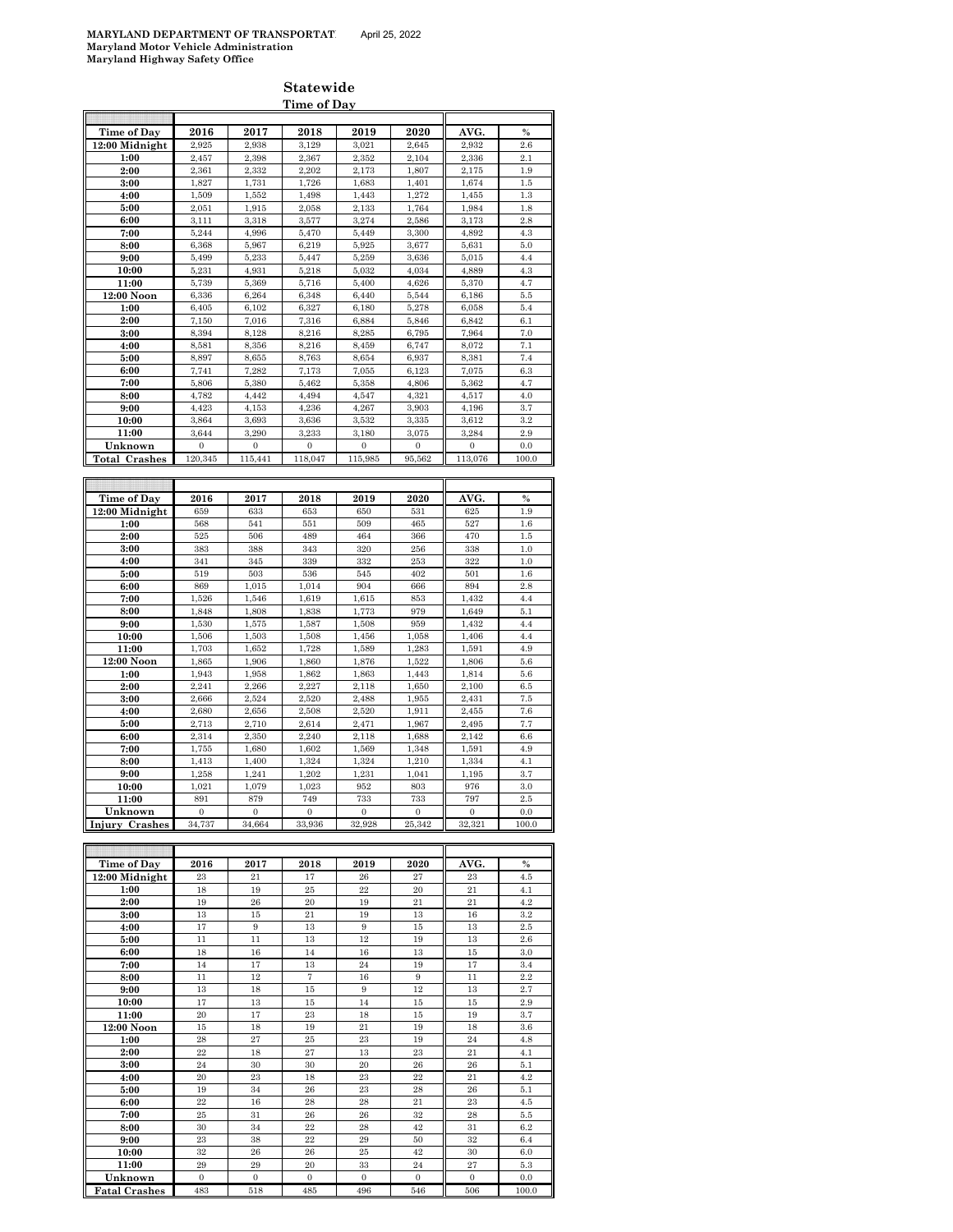**MARYLAND DEPARTMENT OF TRANSPORTAT** April 25, 2022
**Maryland Motor Vehicle Administration**
**Maryland Highway Safety Office**

## Statewide

### Time of Day

| Time of Day | 2016 | 2017 | 2018 | 2019 | 2020 | AVG. | % |
|---|---|---|---|---|---|---|---|
| 12:00 Midnight | 2,925 | 2,938 | 3,129 | 3,021 | 2,645 | 2,932 | 2.6 |
| 1:00 | 2,457 | 2,398 | 2,367 | 2,352 | 2,104 | 2,336 | 2.1 |
| 2:00 | 2,361 | 2,332 | 2,202 | 2,173 | 1,807 | 2,175 | 1.9 |
| 3:00 | 1,827 | 1,731 | 1,726 | 1,683 | 1,401 | 1,674 | 1.5 |
| 4:00 | 1,509 | 1,552 | 1,498 | 1,443 | 1,272 | 1,455 | 1.3 |
| 5:00 | 2,051 | 1,915 | 2,058 | 2,133 | 1,764 | 1,984 | 1.8 |
| 6:00 | 3,111 | 3,318 | 3,577 | 3,274 | 2,586 | 3,173 | 2.8 |
| 7:00 | 5,244 | 4,996 | 5,470 | 5,449 | 3,300 | 4,892 | 4.3 |
| 8:00 | 6,368 | 5,967 | 6,219 | 5,925 | 3,677 | 5,631 | 5.0 |
| 9:00 | 5,499 | 5,233 | 5,447 | 5,259 | 3,636 | 5,015 | 4.4 |
| 10:00 | 5,231 | 4,931 | 5,218 | 5,032 | 4,034 | 4,889 | 4.3 |
| 11:00 | 5,739 | 5,369 | 5,716 | 5,400 | 4,626 | 5,370 | 4.7 |
| 12:00 Noon | 6,336 | 6,264 | 6,348 | 6,440 | 5,544 | 6,186 | 5.5 |
| 1:00 | 6,405 | 6,102 | 6,327 | 6,180 | 5,278 | 6,058 | 5.4 |
| 2:00 | 7,150 | 7,016 | 7,316 | 6,884 | 5,846 | 6,842 | 6.1 |
| 3:00 | 8,394 | 8,128 | 8,216 | 8,285 | 6,795 | 7,964 | 7.0 |
| 4:00 | 8,581 | 8,356 | 8,216 | 8,459 | 6,747 | 8,072 | 7.1 |
| 5:00 | 8,897 | 8,655 | 8,763 | 8,654 | 6,937 | 8,381 | 7.4 |
| 6:00 | 7,741 | 7,282 | 7,173 | 7,055 | 6,123 | 7,075 | 6.3 |
| 7:00 | 5,806 | 5,380 | 5,462 | 5,358 | 4,806 | 5,362 | 4.7 |
| 8:00 | 4,782 | 4,442 | 4,494 | 4,547 | 4,321 | 4,517 | 4.0 |
| 9:00 | 4,423 | 4,153 | 4,236 | 4,267 | 3,903 | 4,196 | 3.7 |
| 10:00 | 3,864 | 3,693 | 3,636 | 3,532 | 3,335 | 3,612 | 3.2 |
| 11:00 | 3,644 | 3,290 | 3,233 | 3,180 | 3,075 | 3,284 | 2.9 |
| Unknown | 0 | 0 | 0 | 0 | 0 | 0 | 0.0 |
| **Total Crashes** | 120,345 | 115,441 | 118,047 | 115,985 | 95,562 | 113,076 | 100.0 |

| Time of Day | 2016 | 2017 | 2018 | 2019 | 2020 | AVG. | % |
|---|---|---|---|---|---|---|---|
| 12:00 Midnight | 659 | 633 | 653 | 650 | 531 | 625 | 1.9 |
| 1:00 | 568 | 541 | 551 | 509 | 465 | 527 | 1.6 |
| 2:00 | 525 | 506 | 489 | 464 | 366 | 470 | 1.5 |
| 3:00 | 383 | 388 | 343 | 320 | 256 | 338 | 1.0 |
| 4:00 | 341 | 345 | 339 | 332 | 253 | 322 | 1.0 |
| 5:00 | 519 | 503 | 536 | 545 | 402 | 501 | 1.6 |
| 6:00 | 869 | 1,015 | 1,014 | 904 | 666 | 894 | 2.8 |
| 7:00 | 1,526 | 1,546 | 1,619 | 1,615 | 853 | 1,432 | 4.4 |
| 8:00 | 1,848 | 1,808 | 1,838 | 1,773 | 979 | 1,649 | 5.1 |
| 9:00 | 1,530 | 1,575 | 1,587 | 1,508 | 959 | 1,432 | 4.4 |
| 10:00 | 1,506 | 1,503 | 1,508 | 1,456 | 1,058 | 1,406 | 4.4 |
| 11:00 | 1,703 | 1,652 | 1,728 | 1,589 | 1,283 | 1,591 | 4.9 |
| 12:00 Noon | 1,865 | 1,906 | 1,860 | 1,876 | 1,522 | 1,806 | 5.6 |
| 1:00 | 1,943 | 1,958 | 1,862 | 1,863 | 1,443 | 1,814 | 5.6 |
| 2:00 | 2,241 | 2,266 | 2,227 | 2,118 | 1,650 | 2,100 | 6.5 |
| 3:00 | 2,666 | 2,524 | 2,520 | 2,488 | 1,955 | 2,431 | 7.5 |
| 4:00 | 2,680 | 2,656 | 2,508 | 2,520 | 1,911 | 2,455 | 7.6 |
| 5:00 | 2,713 | 2,710 | 2,614 | 2,471 | 1,967 | 2,495 | 7.7 |
| 6:00 | 2,314 | 2,350 | 2,240 | 2,118 | 1,688 | 2,142 | 6.6 |
| 7:00 | 1,755 | 1,680 | 1,602 | 1,569 | 1,348 | 1,591 | 4.9 |
| 8:00 | 1,413 | 1,400 | 1,324 | 1,324 | 1,210 | 1,334 | 4.1 |
| 9:00 | 1,258 | 1,241 | 1,202 | 1,231 | 1,041 | 1,195 | 3.7 |
| 10:00 | 1,021 | 1,079 | 1,023 | 952 | 803 | 976 | 3.0 |
| 11:00 | 891 | 879 | 749 | 733 | 733 | 797 | 2.5 |
| Unknown | 0 | 0 | 0 | 0 | 0 | 0 | 0.0 |
| **Injury Crashes** | 34,737 | 34,664 | 33,936 | 32,928 | 25,342 | 32,321 | 100.0 |

| Time of Day | 2016 | 2017 | 2018 | 2019 | 2020 | AVG. | % |
|---|---|---|---|---|---|---|---|
| 12:00 Midnight | 23 | 21 | 17 | 26 | 27 | 23 | 4.5 |
| 1:00 | 18 | 19 | 25 | 22 | 20 | 21 | 4.1 |
| 2:00 | 19 | 26 | 20 | 19 | 21 | 21 | 4.2 |
| 3:00 | 13 | 15 | 21 | 19 | 13 | 16 | 3.2 |
| 4:00 | 17 | 9 | 13 | 9 | 15 | 13 | 2.5 |
| 5:00 | 11 | 11 | 13 | 12 | 19 | 13 | 2.6 |
| 6:00 | 18 | 16 | 14 | 16 | 13 | 15 | 3.0 |
| 7:00 | 14 | 17 | 13 | 24 | 19 | 17 | 3.4 |
| 8:00 | 11 | 12 | 7 | 16 | 9 | 11 | 2.2 |
| 9:00 | 13 | 18 | 15 | 9 | 12 | 13 | 2.7 |
| 10:00 | 17 | 13 | 15 | 14 | 15 | 15 | 2.9 |
| 11:00 | 20 | 17 | 23 | 18 | 15 | 19 | 3.7 |
| 12:00 Noon | 15 | 18 | 19 | 21 | 19 | 18 | 3.6 |
| 1:00 | 28 | 27 | 25 | 23 | 19 | 24 | 4.8 |
| 2:00 | 22 | 18 | 27 | 13 | 23 | 21 | 4.1 |
| 3:00 | 24 | 30 | 30 | 20 | 26 | 26 | 5.1 |
| 4:00 | 20 | 23 | 18 | 23 | 22 | 21 | 4.2 |
| 5:00 | 19 | 34 | 26 | 23 | 28 | 26 | 5.1 |
| 6:00 | 22 | 16 | 28 | 28 | 21 | 23 | 4.5 |
| 7:00 | 25 | 31 | 26 | 26 | 32 | 28 | 5.5 |
| 8:00 | 30 | 34 | 22 | 28 | 42 | 31 | 6.2 |
| 9:00 | 23 | 38 | 22 | 29 | 50 | 32 | 6.4 |
| 10:00 | 32 | 26 | 26 | 25 | 42 | 30 | 6.0 |
| 11:00 | 29 | 29 | 20 | 33 | 24 | 27 | 5.3 |
| Unknown | 0 | 0 | 0 | 0 | 0 | 0 | 0.0 |
| **Fatal Crashes** | 483 | 518 | 485 | 496 | 546 | 506 | 100.0 |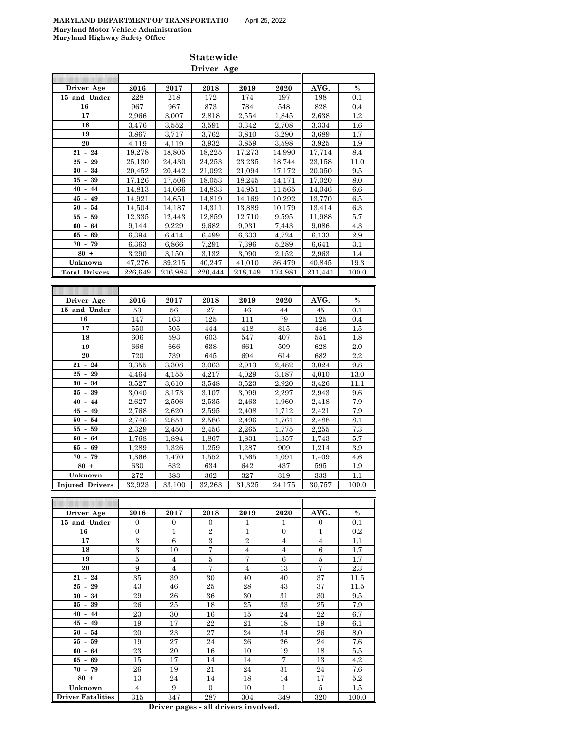**MARYLAND DEPARTMENT OF TRANSPORTATIO** April 25, 2022
**Maryland Motor Vehicle Administration**
**Maryland Highway Safety Office**

## Statewide

### Driver Age

| Driver Age | 2016 | 2017 | 2018 | 2019 | 2020 | AVG. | % |
|---|---|---|---|---|---|---|---|
| 15 and Under | 228 | 218 | 172 | 174 | 197 | 198 | 0.1 |
| 16 | 967 | 967 | 873 | 784 | 548 | 828 | 0.4 |
| 17 | 2,966 | 3,007 | 2,818 | 2,554 | 1,845 | 2,638 | 1.2 |
| 18 | 3,476 | 3,552 | 3,591 | 3,342 | 2,708 | 3,334 | 1.6 |
| 19 | 3,867 | 3,717 | 3,762 | 3,810 | 3,290 | 3,689 | 1.7 |
| 20 | 4,119 | 4,119 | 3,932 | 3,859 | 3,598 | 3,925 | 1.9 |
| 21 - 24 | 19,278 | 18,805 | 18,225 | 17,273 | 14,990 | 17,714 | 8.4 |
| 25 - 29 | 25,130 | 24,430 | 24,253 | 23,235 | 18,744 | 23,158 | 11.0 |
| 30 - 34 | 20,452 | 20,442 | 21,092 | 21,094 | 17,172 | 20,050 | 9.5 |
| 35 - 39 | 17,126 | 17,506 | 18,053 | 18,245 | 14,171 | 17,020 | 8.0 |
| 40 - 44 | 14,813 | 14,066 | 14,833 | 14,951 | 11,565 | 14,046 | 6.6 |
| 45 - 49 | 14,921 | 14,651 | 14,819 | 14,169 | 10,292 | 13,770 | 6.5 |
| 50 - 54 | 14,504 | 14,187 | 14,311 | 13,889 | 10,179 | 13,414 | 6.3 |
| 55 - 59 | 12,335 | 12,443 | 12,859 | 12,710 | 9,595 | 11,988 | 5.7 |
| 60 - 64 | 9,144 | 9,229 | 9,682 | 9,931 | 7,443 | 9,086 | 4.3 |
| 65 - 69 | 6,394 | 6,414 | 6,499 | 6,633 | 4,724 | 6,133 | 2.9 |
| 70 - 79 | 6,363 | 6,866 | 7,291 | 7,396 | 5,289 | 6,641 | 3.1 |
| 80 + | 3,290 | 3,150 | 3,132 | 3,090 | 2,152 | 2,963 | 1.4 |
| Unknown | 47,276 | 39,215 | 40,247 | 41,010 | 36,479 | 40,845 | 19.3 |
| **Total Drivers** | 226,649 | 216,984 | 220,444 | 218,149 | 174,981 | 211,441 | 100.0 |

| Driver Age | 2016 | 2017 | 2018 | 2019 | 2020 | AVG. | % |
|---|---|---|---|---|---|---|---|
| 15 and Under | 53 | 56 | 27 | 46 | 44 | 45 | 0.1 |
| 16 | 147 | 163 | 125 | 111 | 79 | 125 | 0.4 |
| 17 | 550 | 505 | 444 | 418 | 315 | 446 | 1.5 |
| 18 | 606 | 593 | 603 | 547 | 407 | 551 | 1.8 |
| 19 | 666 | 666 | 638 | 661 | 509 | 628 | 2.0 |
| 20 | 720 | 739 | 645 | 694 | 614 | 682 | 2.2 |
| 21 - 24 | 3,355 | 3,308 | 3,063 | 2,913 | 2,482 | 3,024 | 9.8 |
| 25 - 29 | 4,464 | 4,155 | 4,217 | 4,029 | 3,187 | 4,010 | 13.0 |
| 30 - 34 | 3,527 | 3,610 | 3,548 | 3,523 | 2,920 | 3,426 | 11.1 |
| 35 - 39 | 3,040 | 3,173 | 3,107 | 3,099 | 2,297 | 2,943 | 9.6 |
| 40 - 44 | 2,627 | 2,506 | 2,535 | 2,463 | 1,960 | 2,418 | 7.9 |
| 45 - 49 | 2,768 | 2,620 | 2,595 | 2,408 | 1,712 | 2,421 | 7.9 |
| 50 - 54 | 2,746 | 2,851 | 2,586 | 2,496 | 1,761 | 2,488 | 8.1 |
| 55 - 59 | 2,329 | 2,450 | 2,456 | 2,265 | 1,775 | 2,255 | 7.3 |
| 60 - 64 | 1,768 | 1,894 | 1,867 | 1,831 | 1,357 | 1,743 | 5.7 |
| 65 - 69 | 1,289 | 1,326 | 1,259 | 1,287 | 909 | 1,214 | 3.9 |
| 70 - 79 | 1,366 | 1,470 | 1,552 | 1,565 | 1,091 | 1,409 | 4.6 |
| 80 + | 630 | 632 | 634 | 642 | 437 | 595 | 1.9 |
| Unknown | 272 | 383 | 362 | 327 | 319 | 333 | 1.1 |
| **Injured Drivers** | 32,923 | 33,100 | 32,263 | 31,325 | 24,175 | 30,757 | 100.0 |

| Driver Age | 2016 | 2017 | 2018 | 2019 | 2020 | AVG. | % |
|---|---|---|---|---|---|---|---|
| 15 and Under | 0 | 0 | 0 | 1 | 1 | 0 | 0.1 |
| 16 | 0 | 1 | 2 | 1 | 0 | 1 | 0.2 |
| 17 | 3 | 6 | 3 | 2 | 4 | 4 | 1.1 |
| 18 | 3 | 10 | 7 | 4 | 4 | 6 | 1.7 |
| 19 | 5 | 4 | 5 | 7 | 6 | 5 | 1.7 |
| 20 | 9 | 4 | 7 | 4 | 13 | 7 | 2.3 |
| 21 - 24 | 35 | 39 | 30 | 40 | 40 | 37 | 11.5 |
| 25 - 29 | 43 | 46 | 25 | 28 | 43 | 37 | 11.5 |
| 30 - 34 | 29 | 26 | 36 | 30 | 31 | 30 | 9.5 |
| 35 - 39 | 26 | 25 | 18 | 25 | 33 | 25 | 7.9 |
| 40 - 44 | 23 | 30 | 16 | 15 | 24 | 22 | 6.7 |
| 45 - 49 | 19 | 17 | 22 | 21 | 18 | 19 | 6.1 |
| 50 - 54 | 20 | 23 | 27 | 24 | 34 | 26 | 8.0 |
| 55 - 59 | 19 | 27 | 24 | 26 | 26 | 24 | 7.6 |
| 60 - 64 | 23 | 20 | 16 | 10 | 19 | 18 | 5.5 |
| 65 - 69 | 15 | 17 | 14 | 14 | 7 | 13 | 4.2 |
| 70 - 79 | 26 | 19 | 21 | 24 | 31 | 24 | 7.6 |
| 80 + | 13 | 24 | 14 | 18 | 14 | 17 | 5.2 |
| Unknown | 4 | 9 | 0 | 10 | 1 | 5 | 1.5 |
| **Driver Fatalities** | 315 | 347 | 287 | 304 | 349 | 320 | 100.0 |

**Driver pages - all drivers involved.**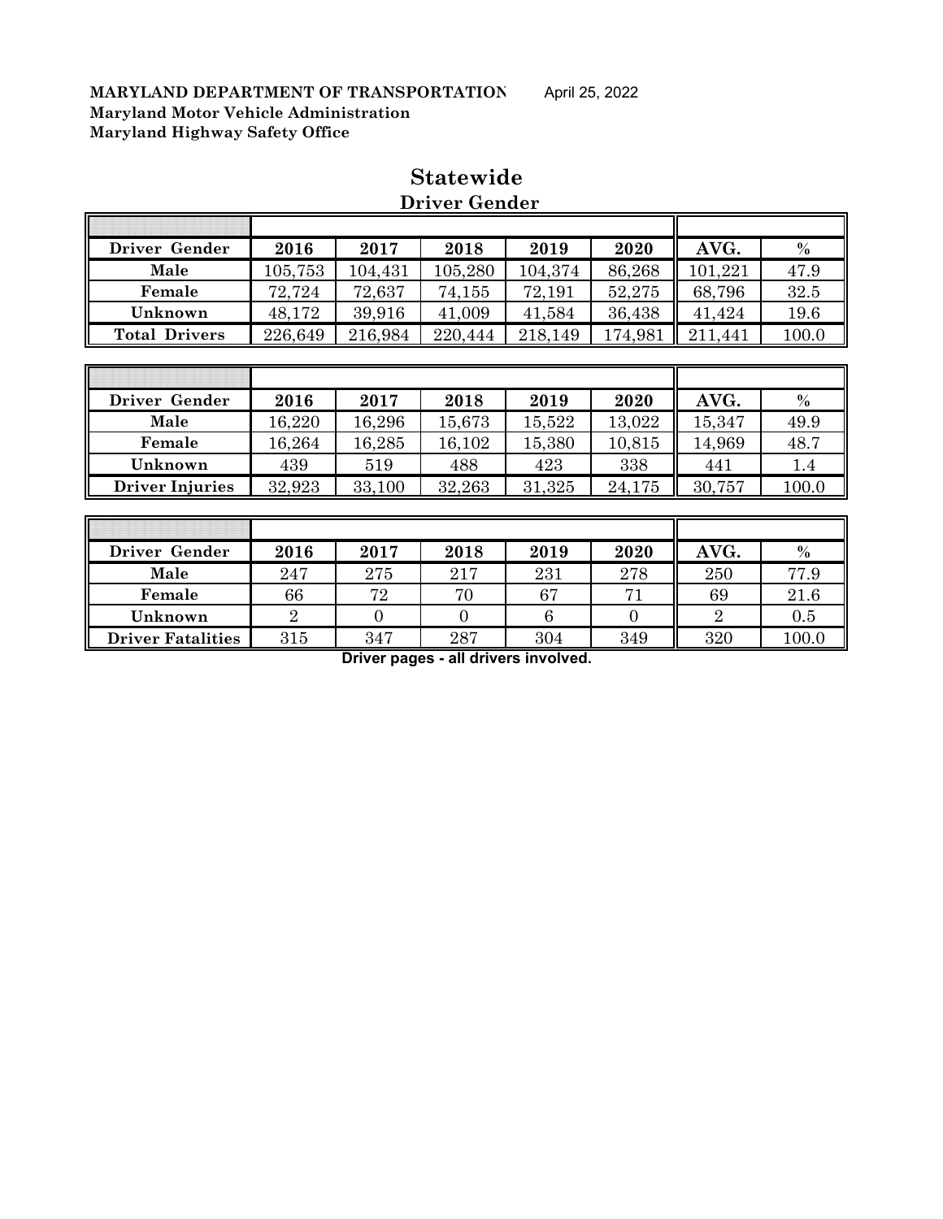**MARYLAND DEPARTMENT OF TRANSPORTATION** April 25, 2022
**Maryland Motor Vehicle Administration**
**Maryland Highway Safety Office**

# Statewide

## Driver Gender

| Driver Gender | 2016 | 2017 | 2018 | 2019 | 2020 | AVG. | % |
|---|---|---|---|---|---|---|---|
| Male | 105,753 | 104,431 | 105,280 | 104,374 | 86,268 | 101,221 | 47.9 |
| Female | 72,724 | 72,637 | 74,155 | 72,191 | 52,275 | 68,796 | 32.5 |
| Unknown | 48,172 | 39,916 | 41,009 | 41,584 | 36,438 | 41,424 | 19.6 |
| Total Drivers | 226,649 | 216,984 | 220,444 | 218,149 | 174,981 | 211,441 | 100.0 |

| Driver Gender | 2016 | 2017 | 2018 | 2019 | 2020 | AVG. | % |
|---|---|---|---|---|---|---|---|
| Male | 16,220 | 16,296 | 15,673 | 15,522 | 13,022 | 15,347 | 49.9 |
| Female | 16,264 | 16,285 | 16,102 | 15,380 | 10,815 | 14,969 | 48.7 |
| Unknown | 439 | 519 | 488 | 423 | 338 | 441 | 1.4 |
| Driver Injuries | 32,923 | 33,100 | 32,263 | 31,325 | 24,175 | 30,757 | 100.0 |

| Driver Gender | 2016 | 2017 | 2018 | 2019 | 2020 | AVG. | % |
|---|---|---|---|---|---|---|---|
| Male | 247 | 275 | 217 | 231 | 278 | 250 | 77.9 |
| Female | 66 | 72 | 70 | 67 | 71 | 69 | 21.6 |
| Unknown | 2 | 0 | 0 | 6 | 0 | 2 | 0.5 |
| Driver Fatalities | 315 | 347 | 287 | 304 | 349 | 320 | 100.0 |

**Driver pages - all drivers involved.**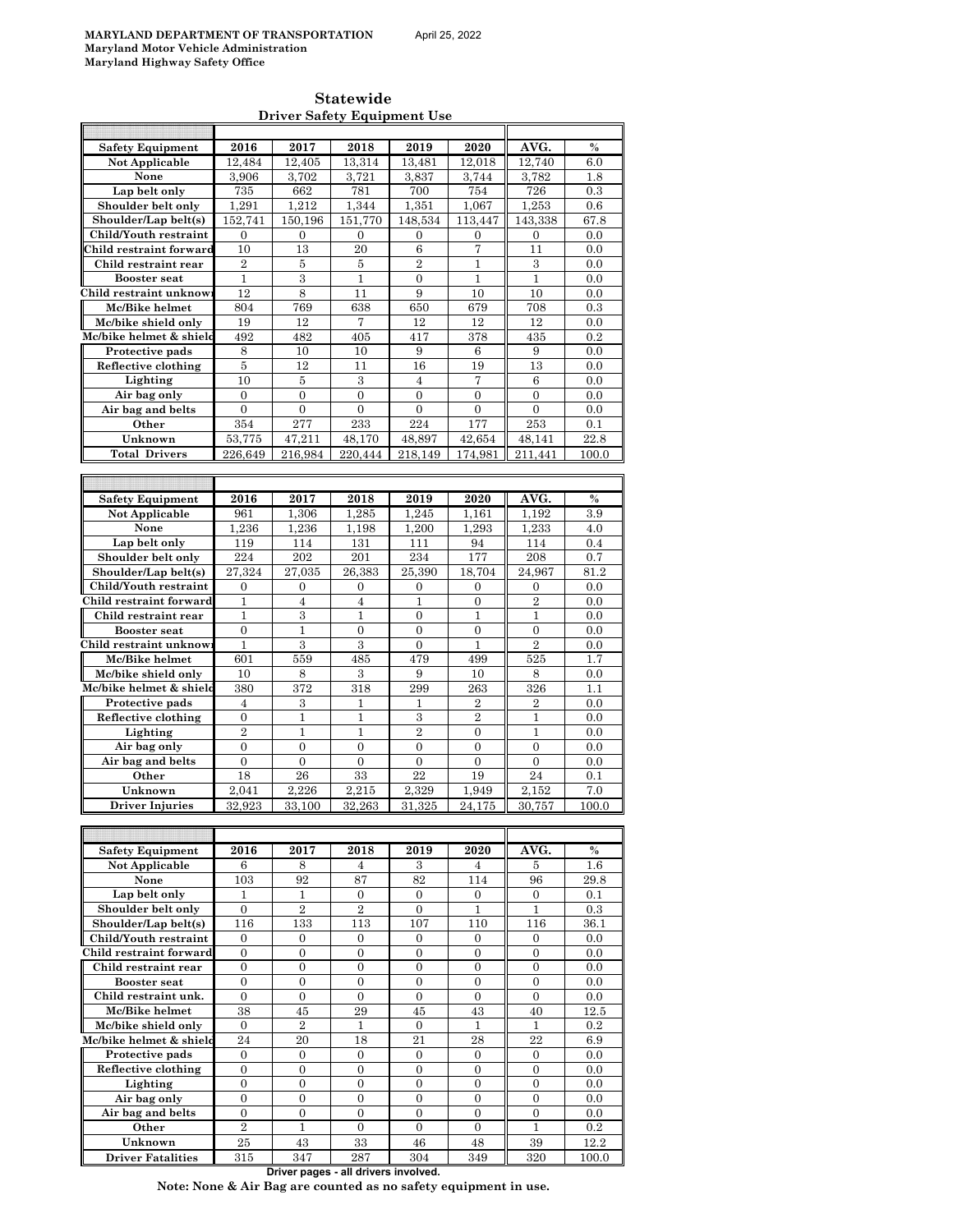MARYLAND DEPARTMENT OF TRANSPORTATION April 25, 2022
Maryland Motor Vehicle Administration
Maryland Highway Safety Office

# Statewide
## Driver Safety Equipment Use

| Safety Equipment | 2016 | 2017 | 2018 | 2019 | 2020 | AVG. | % |
|---|---|---|---|---|---|---|---|
| Not Applicable | 12,484 | 12,405 | 13,314 | 13,481 | 12,018 | 12,740 | 6.0 |
| None | 3,906 | 3,702 | 3,721 | 3,837 | 3,744 | 3,782 | 1.8 |
| Lap belt only | 735 | 662 | 781 | 700 | 754 | 726 | 0.3 |
| Shoulder belt only | 1,291 | 1,212 | 1,344 | 1,351 | 1,067 | 1,253 | 0.6 |
| Shoulder/Lap belt(s) | 152,741 | 150,196 | 151,770 | 148,534 | 113,447 | 143,338 | 67.8 |
| Child/Youth restraint | 0 | 0 | 0 | 0 | 0 | 0 | 0.0 |
| Child restraint forward | 10 | 13 | 20 | 6 | 7 | 11 | 0.0 |
| Child restraint rear | 2 | 5 | 5 | 2 | 1 | 3 | 0.0 |
| Booster seat | 1 | 3 | 1 | 0 | 1 | 1 | 0.0 |
| Child restraint unknown | 12 | 8 | 11 | 9 | 10 | 10 | 0.0 |
| Mc/Bike helmet | 804 | 769 | 638 | 650 | 679 | 708 | 0.3 |
| Mc/bike shield only | 19 | 12 | 7 | 12 | 12 | 12 | 0.0 |
| Mc/bike helmet & shield | 492 | 482 | 405 | 417 | 378 | 435 | 0.2 |
| Protective pads | 8 | 10 | 10 | 9 | 6 | 9 | 0.0 |
| Reflective clothing | 5 | 12 | 11 | 16 | 19 | 13 | 0.0 |
| Lighting | 10 | 5 | 3 | 4 | 7 | 6 | 0.0 |
| Air bag only | 0 | 0 | 0 | 0 | 0 | 0 | 0.0 |
| Air bag and belts | 0 | 0 | 0 | 0 | 0 | 0 | 0.0 |
| Other | 354 | 277 | 233 | 224 | 177 | 253 | 0.1 |
| Unknown | 53,775 | 47,211 | 48,170 | 48,897 | 42,654 | 48,141 | 22.8 |
| Total Drivers | 226,649 | 216,984 | 220,444 | 218,149 | 174,981 | 211,441 | 100.0 |

| Safety Equipment | 2016 | 2017 | 2018 | 2019 | 2020 | AVG. | % |
|---|---|---|---|---|---|---|---|
| Not Applicable | 961 | 1,306 | 1,285 | 1,245 | 1,161 | 1,192 | 3.9 |
| None | 1,236 | 1,236 | 1,198 | 1,200 | 1,293 | 1,233 | 4.0 |
| Lap belt only | 119 | 114 | 131 | 111 | 94 | 114 | 0.4 |
| Shoulder belt only | 224 | 202 | 201 | 234 | 177 | 208 | 0.7 |
| Shoulder/Lap belt(s) | 27,324 | 27,035 | 26,383 | 25,390 | 18,704 | 24,967 | 81.2 |
| Child/Youth restraint | 0 | 0 | 0 | 0 | 0 | 0 | 0.0 |
| Child restraint forward | 1 | 4 | 4 | 1 | 0 | 2 | 0.0 |
| Child restraint rear | 1 | 3 | 1 | 0 | 1 | 1 | 0.0 |
| Booster seat | 0 | 1 | 0 | 0 | 0 | 0 | 0.0 |
| Child restraint unknown | 1 | 3 | 3 | 0 | 1 | 2 | 0.0 |
| Mc/Bike helmet | 601 | 559 | 485 | 479 | 499 | 525 | 1.7 |
| Mc/bike shield only | 10 | 8 | 3 | 9 | 10 | 8 | 0.0 |
| Mc/bike helmet & shield | 380 | 372 | 318 | 299 | 263 | 326 | 1.1 |
| Protective pads | 4 | 3 | 1 | 1 | 2 | 2 | 0.0 |
| Reflective clothing | 0 | 1 | 1 | 3 | 2 | 1 | 0.0 |
| Lighting | 2 | 1 | 1 | 2 | 0 | 1 | 0.0 |
| Air bag only | 0 | 0 | 0 | 0 | 0 | 0 | 0.0 |
| Air bag and belts | 0 | 0 | 0 | 0 | 0 | 0 | 0.0 |
| Other | 18 | 26 | 33 | 22 | 19 | 24 | 0.1 |
| Unknown | 2,041 | 2,226 | 2,215 | 2,329 | 1,949 | 2,152 | 7.0 |
| Driver Injuries | 32,923 | 33,100 | 32,263 | 31,325 | 24,175 | 30,757 | 100.0 |

| Safety Equipment | 2016 | 2017 | 2018 | 2019 | 2020 | AVG. | % |
|---|---|---|---|---|---|---|---|
| Not Applicable | 6 | 8 | 4 | 3 | 4 | 5 | 1.6 |
| None | 103 | 92 | 87 | 82 | 114 | 96 | 29.8 |
| Lap belt only | 1 | 1 | 0 | 0 | 0 | 0 | 0.1 |
| Shoulder belt only | 0 | 2 | 2 | 0 | 1 | 1 | 0.3 |
| Shoulder/Lap belt(s) | 116 | 133 | 113 | 107 | 110 | 116 | 36.1 |
| Child/Youth restraint | 0 | 0 | 0 | 0 | 0 | 0 | 0.0 |
| Child restraint forward | 0 | 0 | 0 | 0 | 0 | 0 | 0.0 |
| Child restraint rear | 0 | 0 | 0 | 0 | 0 | 0 | 0.0 |
| Booster seat | 0 | 0 | 0 | 0 | 0 | 0 | 0.0 |
| Child restraint unk. | 0 | 0 | 0 | 0 | 0 | 0 | 0.0 |
| Mc/Bike helmet | 38 | 45 | 29 | 45 | 43 | 40 | 12.5 |
| Mc/bike shield only | 0 | 2 | 1 | 0 | 1 | 1 | 0.2 |
| Mc/bike helmet & shield | 24 | 20 | 18 | 21 | 28 | 22 | 6.9 |
| Protective pads | 0 | 0 | 0 | 0 | 0 | 0 | 0.0 |
| Reflective clothing | 0 | 0 | 0 | 0 | 0 | 0 | 0.0 |
| Lighting | 0 | 0 | 0 | 0 | 0 | 0 | 0.0 |
| Air bag only | 0 | 0 | 0 | 0 | 0 | 0 | 0.0 |
| Air bag and belts | 0 | 0 | 0 | 0 | 0 | 0 | 0.0 |
| Other | 2 | 1 | 0 | 0 | 0 | 1 | 0.2 |
| Unknown | 25 | 43 | 33 | 46 | 48 | 39 | 12.2 |
| Driver Fatalities | 315 | 347 | 287 | 304 | 349 | 320 | 100.0 |

Driver pages - all drivers involved.

**Note: None & Air Bag are counted as no safety equipment in use.**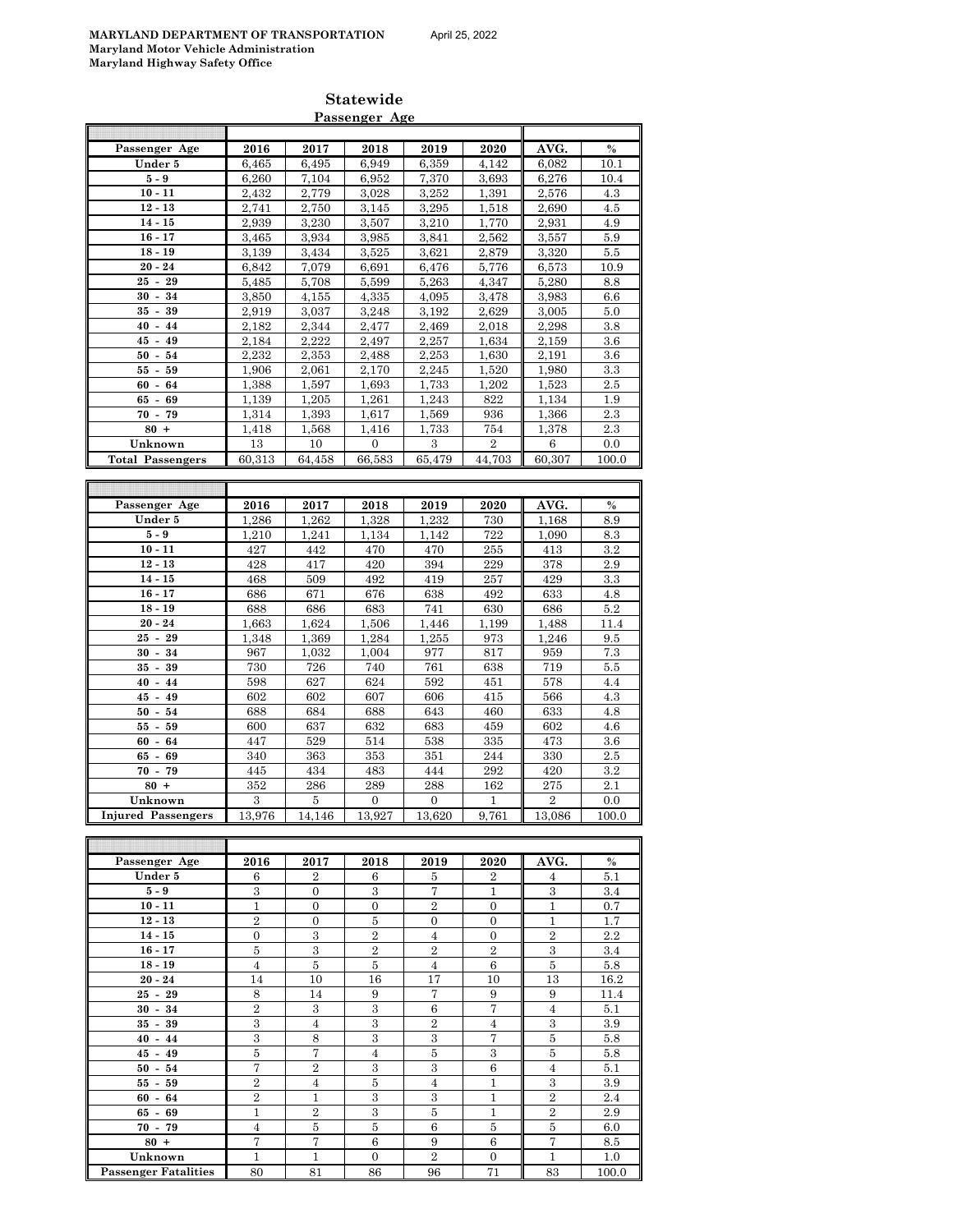**MARYLAND DEPARTMENT OF TRANSPORTATION** April 25, 2022
**Maryland Motor Vehicle Administration**
**Maryland Highway Safety Office**

## Statewide

### Passenger Age

| Passenger Age | 2016 | 2017 | 2018 | 2019 | 2020 | AVG. | % |
|---|---|---|---|---|---|---|---|
| Under 5 | 6,465 | 6,495 | 6,949 | 6,359 | 4,142 | 6,082 | 10.1 |
| 5 - 9 | 6,260 | 7,104 | 6,952 | 7,370 | 3,693 | 6,276 | 10.4 |
| 10 - 11 | 2,432 | 2,779 | 3,028 | 3,252 | 1,391 | 2,576 | 4.3 |
| 12 - 13 | 2,741 | 2,750 | 3,145 | 3,295 | 1,518 | 2,690 | 4.5 |
| 14 - 15 | 2,939 | 3,230 | 3,507 | 3,210 | 1,770 | 2,931 | 4.9 |
| 16 - 17 | 3,465 | 3,934 | 3,985 | 3,841 | 2,562 | 3,557 | 5.9 |
| 18 - 19 | 3,139 | 3,434 | 3,525 | 3,621 | 2,879 | 3,320 | 5.5 |
| 20 - 24 | 6,842 | 7,079 | 6,691 | 6,476 | 5,776 | 6,573 | 10.9 |
| 25 - 29 | 5,485 | 5,708 | 5,599 | 5,263 | 4,347 | 5,280 | 8.8 |
| 30 - 34 | 3,850 | 4,155 | 4,335 | 4,095 | 3,478 | 3,983 | 6.6 |
| 35 - 39 | 2,919 | 3,037 | 3,248 | 3,192 | 2,629 | 3,005 | 5.0 |
| 40 - 44 | 2,182 | 2,344 | 2,477 | 2,469 | 2,018 | 2,298 | 3.8 |
| 45 - 49 | 2,184 | 2,222 | 2,497 | 2,257 | 1,634 | 2,159 | 3.6 |
| 50 - 54 | 2,232 | 2,353 | 2,488 | 2,253 | 1,630 | 2,191 | 3.6 |
| 55 - 59 | 1,906 | 2,061 | 2,170 | 2,245 | 1,520 | 1,980 | 3.3 |
| 60 - 64 | 1,388 | 1,597 | 1,693 | 1,733 | 1,202 | 1,523 | 2.5 |
| 65 - 69 | 1,139 | 1,205 | 1,261 | 1,243 | 822 | 1,134 | 1.9 |
| 70 - 79 | 1,314 | 1,393 | 1,617 | 1,569 | 936 | 1,366 | 2.3 |
| 80 + | 1,418 | 1,568 | 1,416 | 1,733 | 754 | 1,378 | 2.3 |
| Unknown | 13 | 10 | 0 | 3 | 2 | 6 | 0.0 |
| **Total Passengers** | 60,313 | 64,458 | 66,583 | 65,479 | 44,703 | 60,307 | 100.0 |

| Passenger Age | 2016 | 2017 | 2018 | 2019 | 2020 | AVG. | % |
|---|---|---|---|---|---|---|---|
| Under 5 | 1,286 | 1,262 | 1,328 | 1,232 | 730 | 1,168 | 8.9 |
| 5 - 9 | 1,210 | 1,241 | 1,134 | 1,142 | 722 | 1,090 | 8.3 |
| 10 - 11 | 427 | 442 | 470 | 470 | 255 | 413 | 3.2 |
| 12 - 13 | 428 | 417 | 420 | 394 | 229 | 378 | 2.9 |
| 14 - 15 | 468 | 509 | 492 | 419 | 257 | 429 | 3.3 |
| 16 - 17 | 686 | 671 | 676 | 638 | 492 | 633 | 4.8 |
| 18 - 19 | 688 | 686 | 683 | 741 | 630 | 686 | 5.2 |
| 20 - 24 | 1,663 | 1,624 | 1,506 | 1,446 | 1,199 | 1,488 | 11.4 |
| 25 - 29 | 1,348 | 1,369 | 1,284 | 1,255 | 973 | 1,246 | 9.5 |
| 30 - 34 | 967 | 1,032 | 1,004 | 977 | 817 | 959 | 7.3 |
| 35 - 39 | 730 | 726 | 740 | 761 | 638 | 719 | 5.5 |
| 40 - 44 | 598 | 627 | 624 | 592 | 451 | 578 | 4.4 |
| 45 - 49 | 602 | 602 | 607 | 606 | 415 | 566 | 4.3 |
| 50 - 54 | 688 | 684 | 688 | 643 | 460 | 633 | 4.8 |
| 55 - 59 | 600 | 637 | 632 | 683 | 459 | 602 | 4.6 |
| 60 - 64 | 447 | 529 | 514 | 538 | 335 | 473 | 3.6 |
| 65 - 69 | 340 | 363 | 353 | 351 | 244 | 330 | 2.5 |
| 70 - 79 | 445 | 434 | 483 | 444 | 292 | 420 | 3.2 |
| 80 + | 352 | 286 | 289 | 288 | 162 | 275 | 2.1 |
| Unknown | 3 | 5 | 0 | 0 | 1 | 2 | 0.0 |
| **Injured Passengers** | 13,976 | 14,146 | 13,927 | 13,620 | 9,761 | 13,086 | 100.0 |

| Passenger Age | 2016 | 2017 | 2018 | 2019 | 2020 | AVG. | % |
|---|---|---|---|---|---|---|---|
| Under 5 | 6 | 2 | 6 | 5 | 2 | 4 | 5.1 |
| 5 - 9 | 3 | 0 | 3 | 7 | 1 | 3 | 3.4 |
| 10 - 11 | 1 | 0 | 0 | 2 | 0 | 1 | 0.7 |
| 12 - 13 | 2 | 0 | 5 | 0 | 0 | 1 | 1.7 |
| 14 - 15 | 0 | 3 | 2 | 4 | 0 | 2 | 2.2 |
| 16 - 17 | 5 | 3 | 2 | 2 | 2 | 3 | 3.4 |
| 18 - 19 | 4 | 5 | 5 | 4 | 6 | 5 | 5.8 |
| 20 - 24 | 14 | 10 | 16 | 17 | 10 | 13 | 16.2 |
| 25 - 29 | 8 | 14 | 9 | 7 | 9 | 9 | 11.4 |
| 30 - 34 | 2 | 3 | 3 | 6 | 7 | 4 | 5.1 |
| 35 - 39 | 3 | 4 | 3 | 2 | 4 | 3 | 3.9 |
| 40 - 44 | 3 | 8 | 3 | 3 | 7 | 5 | 5.8 |
| 45 - 49 | 5 | 7 | 4 | 5 | 3 | 5 | 5.8 |
| 50 - 54 | 7 | 2 | 3 | 3 | 6 | 4 | 5.1 |
| 55 - 59 | 2 | 4 | 5 | 4 | 1 | 3 | 3.9 |
| 60 - 64 | 2 | 1 | 3 | 3 | 1 | 2 | 2.4 |
| 65 - 69 | 1 | 2 | 3 | 5 | 1 | 2 | 2.9 |
| 70 - 79 | 4 | 5 | 5 | 6 | 5 | 5 | 6.0 |
| 80 + | 7 | 7 | 6 | 9 | 6 | 7 | 8.5 |
| Unknown | 1 | 1 | 0 | 2 | 0 | 1 | 1.0 |
| **Passenger Fatalities** | 80 | 81 | 86 | 96 | 71 | 83 | 100.0 |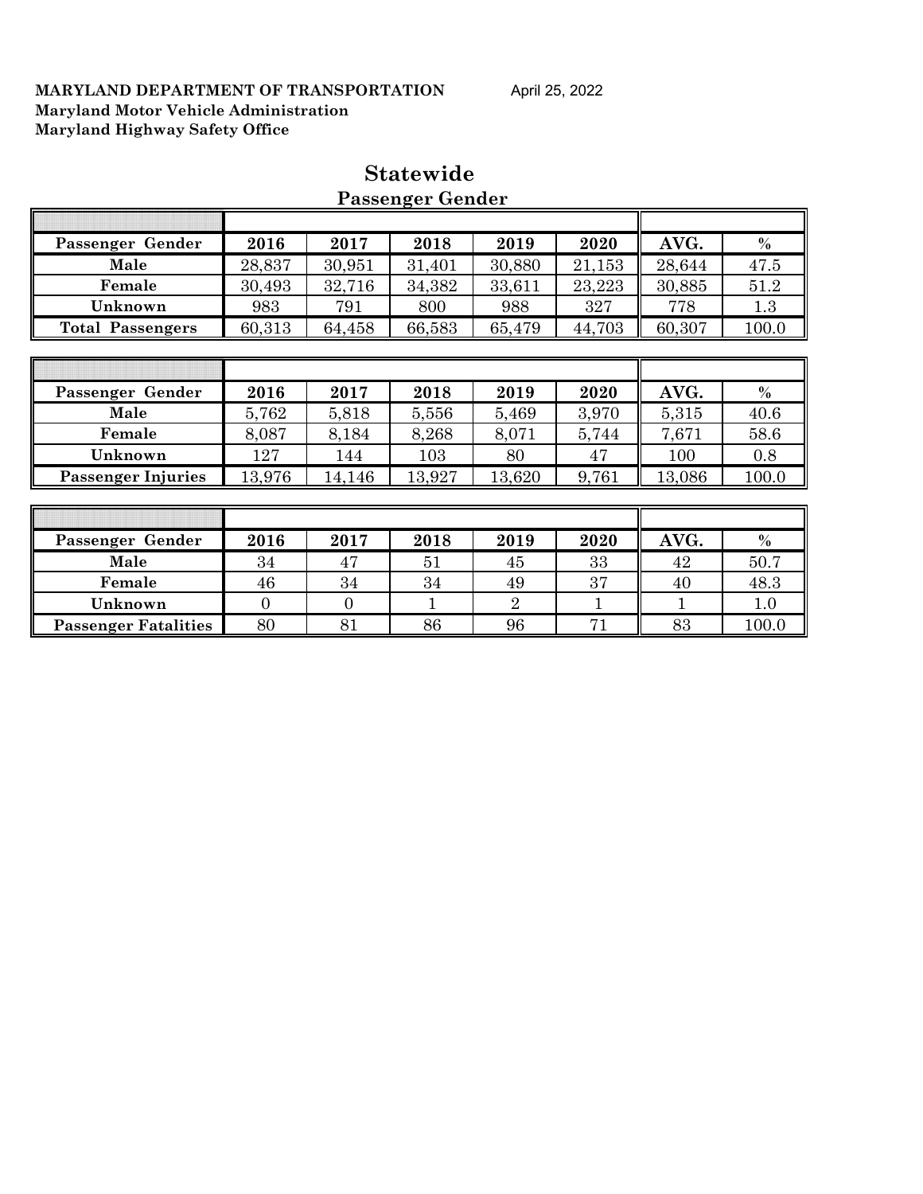**MARYLAND DEPARTMENT OF TRANSPORTATION** April 25, 2022
**Maryland Motor Vehicle Administration**
**Maryland Highway Safety Office**

# Statewide

## Passenger Gender

| Passenger Gender | 2016 | 2017 | 2018 | 2019 | 2020 | AVG. | % |
|---|---|---|---|---|---|---|---|
| Male | 28,837 | 30,951 | 31,401 | 30,880 | 21,153 | 28,644 | 47.5 |
| Female | 30,493 | 32,716 | 34,382 | 33,611 | 23,223 | 30,885 | 51.2 |
| Unknown | 983 | 791 | 800 | 988 | 327 | 778 | 1.3 |
| Total Passengers | 60,313 | 64,458 | 66,583 | 65,479 | 44,703 | 60,307 | 100.0 |

| Passenger Gender | 2016 | 2017 | 2018 | 2019 | 2020 | AVG. | % |
|---|---|---|---|---|---|---|---|
| Male | 5,762 | 5,818 | 5,556 | 5,469 | 3,970 | 5,315 | 40.6 |
| Female | 8,087 | 8,184 | 8,268 | 8,071 | 5,744 | 7,671 | 58.6 |
| Unknown | 127 | 144 | 103 | 80 | 47 | 100 | 0.8 |
| Passenger Injuries | 13,976 | 14,146 | 13,927 | 13,620 | 9,761 | 13,086 | 100.0 |

| Passenger Gender | 2016 | 2017 | 2018 | 2019 | 2020 | AVG. | % |
|---|---|---|---|---|---|---|---|
| Male | 34 | 47 | 51 | 45 | 33 | 42 | 50.7 |
| Female | 46 | 34 | 34 | 49 | 37 | 40 | 48.3 |
| Unknown | 0 | 0 | 1 | 2 | 1 | 1 | 1.0 |
| Passenger Fatalities | 80 | 81 | 86 | 96 | 71 | 83 | 100.0 |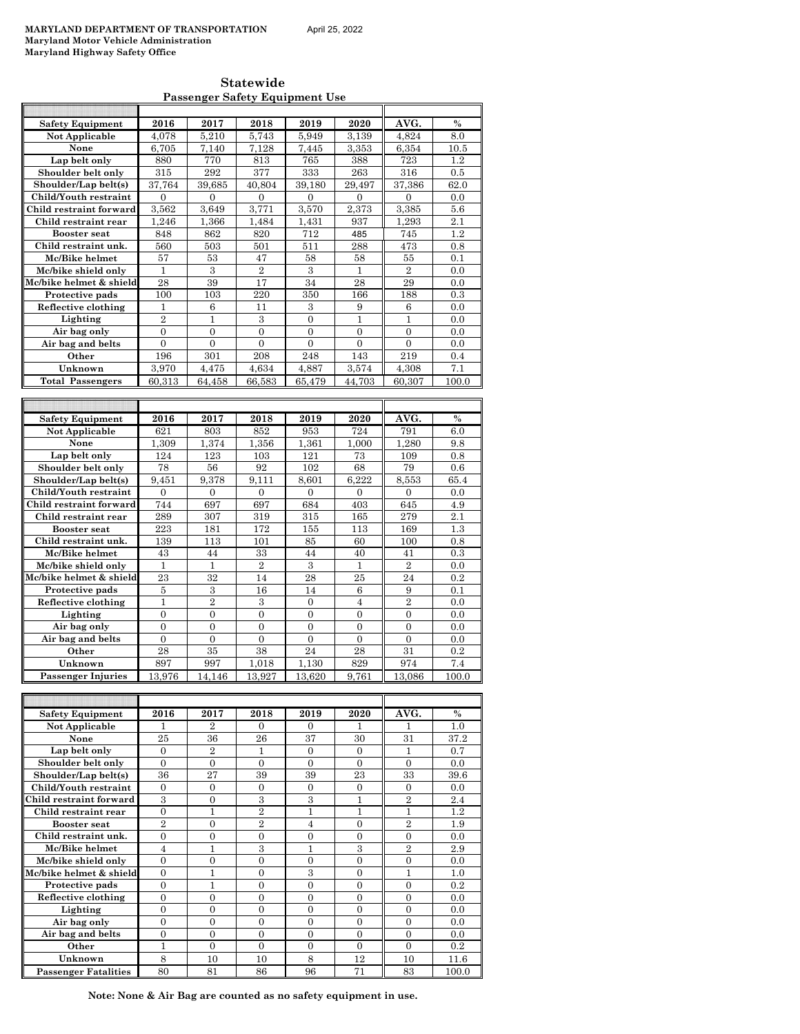**MARYLAND DEPARTMENT OF TRANSPORTATION** April 25, 2022
**Maryland Motor Vehicle Administration**
**Maryland Highway Safety Office**

## Statewide
### Passenger Safety Equipment Use

| Safety Equipment | 2016 | 2017 | 2018 | 2019 | 2020 | AVG. | % |
|---|---|---|---|---|---|---|---|
| Not Applicable | 4,078 | 5,210 | 5,743 | 5,949 | 3,139 | 4,824 | 8.0 |
| None | 6,705 | 7,140 | 7,128 | 7,445 | 3,353 | 6,354 | 10.5 |
| Lap belt only | 880 | 770 | 813 | 765 | 388 | 723 | 1.2 |
| Shoulder belt only | 315 | 292 | 377 | 333 | 263 | 316 | 0.5 |
| Shoulder/Lap belt(s) | 37,764 | 39,685 | 40,804 | 39,180 | 29,497 | 37,386 | 62.0 |
| Child/Youth restraint | 0 | 0 | 0 | 0 | 0 | 0 | 0.0 |
| Child restraint forward | 3,562 | 3,649 | 3,771 | 3,570 | 2,373 | 3,385 | 5.6 |
| Child restraint rear | 1,246 | 1,366 | 1,484 | 1,431 | 937 | 1,293 | 2.1 |
| Booster seat | 848 | 862 | 820 | 712 | 485 | 745 | 1.2 |
| Child restraint unk. | 560 | 503 | 501 | 511 | 288 | 473 | 0.8 |
| Mc/Bike helmet | 57 | 53 | 47 | 58 | 58 | 55 | 0.1 |
| Mc/bike shield only | 1 | 3 | 2 | 3 | 1 | 2 | 0.0 |
| Mc/bike helmet & shield | 28 | 39 | 17 | 34 | 28 | 29 | 0.0 |
| Protective pads | 100 | 103 | 220 | 350 | 166 | 188 | 0.3 |
| Reflective clothing | 1 | 6 | 11 | 3 | 9 | 6 | 0.0 |
| Lighting | 2 | 1 | 3 | 0 | 1 | 1 | 0.0 |
| Air bag only | 0 | 0 | 0 | 0 | 0 | 0 | 0.0 |
| Air bag and belts | 0 | 0 | 0 | 0 | 0 | 0 | 0.0 |
| Other | 196 | 301 | 208 | 248 | 143 | 219 | 0.4 |
| Unknown | 3,970 | 4,475 | 4,634 | 4,887 | 3,574 | 4,308 | 7.1 |
| Total Passengers | 60,313 | 64,458 | 66,583 | 65,479 | 44,703 | 60,307 | 100.0 |

| Safety Equipment | 2016 | 2017 | 2018 | 2019 | 2020 | AVG. | % |
|---|---|---|---|---|---|---|---|
| Not Applicable | 621 | 803 | 852 | 953 | 724 | 791 | 6.0 |
| None | 1,309 | 1,374 | 1,356 | 1,361 | 1,000 | 1,280 | 9.8 |
| Lap belt only | 124 | 123 | 103 | 121 | 73 | 109 | 0.8 |
| Shoulder belt only | 78 | 56 | 92 | 102 | 68 | 79 | 0.6 |
| Shoulder/Lap belt(s) | 9,451 | 9,378 | 9,111 | 8,601 | 6,222 | 8,553 | 65.4 |
| Child/Youth restraint | 0 | 0 | 0 | 0 | 0 | 0 | 0.0 |
| Child restraint forward | 744 | 697 | 697 | 684 | 403 | 645 | 4.9 |
| Child restraint rear | 289 | 307 | 319 | 315 | 165 | 279 | 2.1 |
| Booster seat | 223 | 181 | 172 | 155 | 113 | 169 | 1.3 |
| Child restraint unk. | 139 | 113 | 101 | 85 | 60 | 100 | 0.8 |
| Mc/Bike helmet | 43 | 44 | 33 | 44 | 40 | 41 | 0.3 |
| Mc/bike shield only | 1 | 1 | 2 | 3 | 1 | 2 | 0.0 |
| Mc/bike helmet & shield | 23 | 32 | 14 | 28 | 25 | 24 | 0.2 |
| Protective pads | 5 | 3 | 16 | 14 | 6 | 9 | 0.1 |
| Reflective clothing | 1 | 2 | 3 | 0 | 4 | 2 | 0.0 |
| Lighting | 0 | 0 | 0 | 0 | 0 | 0 | 0.0 |
| Air bag only | 0 | 0 | 0 | 0 | 0 | 0 | 0.0 |
| Air bag and belts | 0 | 0 | 0 | 0 | 0 | 0 | 0.0 |
| Other | 28 | 35 | 38 | 24 | 28 | 31 | 0.2 |
| Unknown | 897 | 997 | 1,018 | 1,130 | 829 | 974 | 7.4 |
| Passenger Injuries | 13,976 | 14,146 | 13,927 | 13,620 | 9,761 | 13,086 | 100.0 |

| Safety Equipment | 2016 | 2017 | 2018 | 2019 | 2020 | AVG. | % |
|---|---|---|---|---|---|---|---|
| Not Applicable | 1 | 2 | 0 | 0 | 1 | 1 | 1.0 |
| None | 25 | 36 | 26 | 37 | 30 | 31 | 37.2 |
| Lap belt only | 0 | 2 | 1 | 0 | 0 | 1 | 0.7 |
| Shoulder belt only | 0 | 0 | 0 | 0 | 0 | 0 | 0.0 |
| Shoulder/Lap belt(s) | 36 | 27 | 39 | 39 | 23 | 33 | 39.6 |
| Child/Youth restraint | 0 | 0 | 0 | 0 | 0 | 0 | 0.0 |
| Child restraint forward | 3 | 0 | 3 | 3 | 1 | 2 | 2.4 |
| Child restraint rear | 0 | 1 | 2 | 1 | 1 | 1 | 1.2 |
| Booster seat | 2 | 0 | 2 | 4 | 0 | 2 | 1.9 |
| Child restraint unk. | 0 | 0 | 0 | 0 | 0 | 0 | 0.0 |
| Mc/Bike helmet | 4 | 1 | 3 | 1 | 3 | 2 | 2.9 |
| Mc/bike shield only | 0 | 0 | 0 | 0 | 0 | 0 | 0.0 |
| Mc/bike helmet & shield | 0 | 1 | 0 | 3 | 0 | 1 | 1.0 |
| Protective pads | 0 | 1 | 0 | 0 | 0 | 0 | 0.2 |
| Reflective clothing | 0 | 0 | 0 | 0 | 0 | 0 | 0.0 |
| Lighting | 0 | 0 | 0 | 0 | 0 | 0 | 0.0 |
| Air bag only | 0 | 0 | 0 | 0 | 0 | 0 | 0.0 |
| Air bag and belts | 0 | 0 | 0 | 0 | 0 | 0 | 0.0 |
| Other | 1 | 0 | 0 | 0 | 0 | 0 | 0.2 |
| Unknown | 8 | 10 | 10 | 8 | 12 | 10 | 11.6 |
| Passenger Fatalities | 80 | 81 | 86 | 96 | 71 | 83 | 100.0 |

**Note: None & Air Bag are counted as no safety equipment in use.**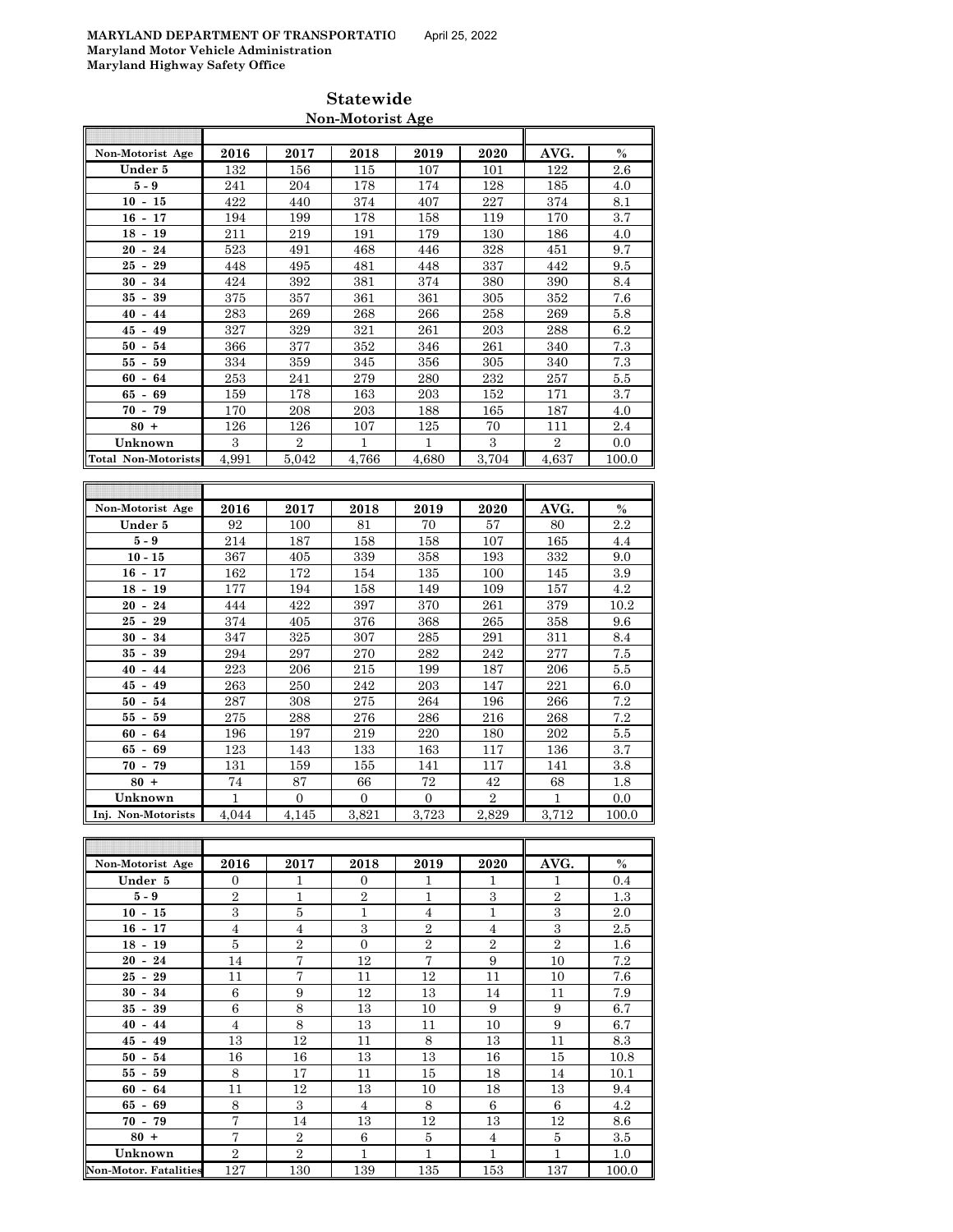**MARYLAND DEPARTMENT OF TRANSPORTATIO** April 25, 2022
**Maryland Motor Vehicle Administration**
**Maryland Highway Safety Office**

## Statewide

### Non-Motorist Age

| Non-Motorist Age | 2016 | 2017 | 2018 | 2019 | 2020 | AVG. | % |
|---|---|---|---|---|---|---|---|
| Under 5 | 132 | 156 | 115 | 107 | 101 | 122 | 2.6 |
| 5 - 9 | 241 | 204 | 178 | 174 | 128 | 185 | 4.0 |
| 10 - 15 | 422 | 440 | 374 | 407 | 227 | 374 | 8.1 |
| 16 - 17 | 194 | 199 | 178 | 158 | 119 | 170 | 3.7 |
| 18 - 19 | 211 | 219 | 191 | 179 | 130 | 186 | 4.0 |
| 20 - 24 | 523 | 491 | 468 | 446 | 328 | 451 | 9.7 |
| 25 - 29 | 448 | 495 | 481 | 448 | 337 | 442 | 9.5 |
| 30 - 34 | 424 | 392 | 381 | 374 | 380 | 390 | 8.4 |
| 35 - 39 | 375 | 357 | 361 | 361 | 305 | 352 | 7.6 |
| 40 - 44 | 283 | 269 | 268 | 266 | 258 | 269 | 5.8 |
| 45 - 49 | 327 | 329 | 321 | 261 | 203 | 288 | 6.2 |
| 50 - 54 | 366 | 377 | 352 | 346 | 261 | 340 | 7.3 |
| 55 - 59 | 334 | 359 | 345 | 356 | 305 | 340 | 7.3 |
| 60 - 64 | 253 | 241 | 279 | 280 | 232 | 257 | 5.5 |
| 65 - 69 | 159 | 178 | 163 | 203 | 152 | 171 | 3.7 |
| 70 - 79 | 170 | 208 | 203 | 188 | 165 | 187 | 4.0 |
| 80 + | 126 | 126 | 107 | 125 | 70 | 111 | 2.4 |
| Unknown | 3 | 2 | 1 | 1 | 3 | 2 | 0.0 |
| Total Non-Motorists | 4,991 | 5,042 | 4,766 | 4,680 | 3,704 | 4,637 | 100.0 |

| Non-Motorist Age | 2016 | 2017 | 2018 | 2019 | 2020 | AVG. | % |
|---|---|---|---|---|---|---|---|
| Under 5 | 92 | 100 | 81 | 70 | 57 | 80 | 2.2 |
| 5 - 9 | 214 | 187 | 158 | 158 | 107 | 165 | 4.4 |
| 10 - 15 | 367 | 405 | 339 | 358 | 193 | 332 | 9.0 |
| 16 - 17 | 162 | 172 | 154 | 135 | 100 | 145 | 3.9 |
| 18 - 19 | 177 | 194 | 158 | 149 | 109 | 157 | 4.2 |
| 20 - 24 | 444 | 422 | 397 | 370 | 261 | 379 | 10.2 |
| 25 - 29 | 374 | 405 | 376 | 368 | 265 | 358 | 9.6 |
| 30 - 34 | 347 | 325 | 307 | 285 | 291 | 311 | 8.4 |
| 35 - 39 | 294 | 297 | 270 | 282 | 242 | 277 | 7.5 |
| 40 - 44 | 223 | 206 | 215 | 199 | 187 | 206 | 5.5 |
| 45 - 49 | 263 | 250 | 242 | 203 | 147 | 221 | 6.0 |
| 50 - 54 | 287 | 308 | 275 | 264 | 196 | 266 | 7.2 |
| 55 - 59 | 275 | 288 | 276 | 286 | 216 | 268 | 7.2 |
| 60 - 64 | 196 | 197 | 219 | 220 | 180 | 202 | 5.5 |
| 65 - 69 | 123 | 143 | 133 | 163 | 117 | 136 | 3.7 |
| 70 - 79 | 131 | 159 | 155 | 141 | 117 | 141 | 3.8 |
| 80 + | 74 | 87 | 66 | 72 | 42 | 68 | 1.8 |
| Unknown | 1 | 0 | 0 | 0 | 2 | 1 | 0.0 |
| Inj. Non-Motorists | 4,044 | 4,145 | 3,821 | 3,723 | 2,829 | 3,712 | 100.0 |

| Non-Motorist Age | 2016 | 2017 | 2018 | 2019 | 2020 | AVG. | % |
|---|---|---|---|---|---|---|---|
| Under 5 | 0 | 1 | 0 | 1 | 1 | 1 | 0.4 |
| 5 - 9 | 2 | 1 | 2 | 1 | 3 | 2 | 1.3 |
| 10 - 15 | 3 | 5 | 1 | 4 | 1 | 3 | 2.0 |
| 16 - 17 | 4 | 4 | 3 | 2 | 4 | 3 | 2.5 |
| 18 - 19 | 5 | 2 | 0 | 2 | 2 | 2 | 1.6 |
| 20 - 24 | 14 | 7 | 12 | 7 | 9 | 10 | 7.2 |
| 25 - 29 | 11 | 7 | 11 | 12 | 11 | 10 | 7.6 |
| 30 - 34 | 6 | 9 | 12 | 13 | 14 | 11 | 7.9 |
| 35 - 39 | 6 | 8 | 13 | 10 | 9 | 9 | 6.7 |
| 40 - 44 | 4 | 8 | 13 | 11 | 10 | 9 | 6.7 |
| 45 - 49 | 13 | 12 | 11 | 8 | 13 | 11 | 8.3 |
| 50 - 54 | 16 | 16 | 13 | 13 | 16 | 15 | 10.8 |
| 55 - 59 | 8 | 17 | 11 | 15 | 18 | 14 | 10.1 |
| 60 - 64 | 11 | 12 | 13 | 10 | 18 | 13 | 9.4 |
| 65 - 69 | 8 | 3 | 4 | 8 | 6 | 6 | 4.2 |
| 70 - 79 | 7 | 14 | 13 | 12 | 13 | 12 | 8.6 |
| 80 + | 7 | 2 | 6 | 5 | 4 | 5 | 3.5 |
| Unknown | 2 | 2 | 1 | 1 | 1 | 1 | 1.0 |
| Non-Motor. Fatalities | 127 | 130 | 139 | 135 | 153 | 137 | 100.0 |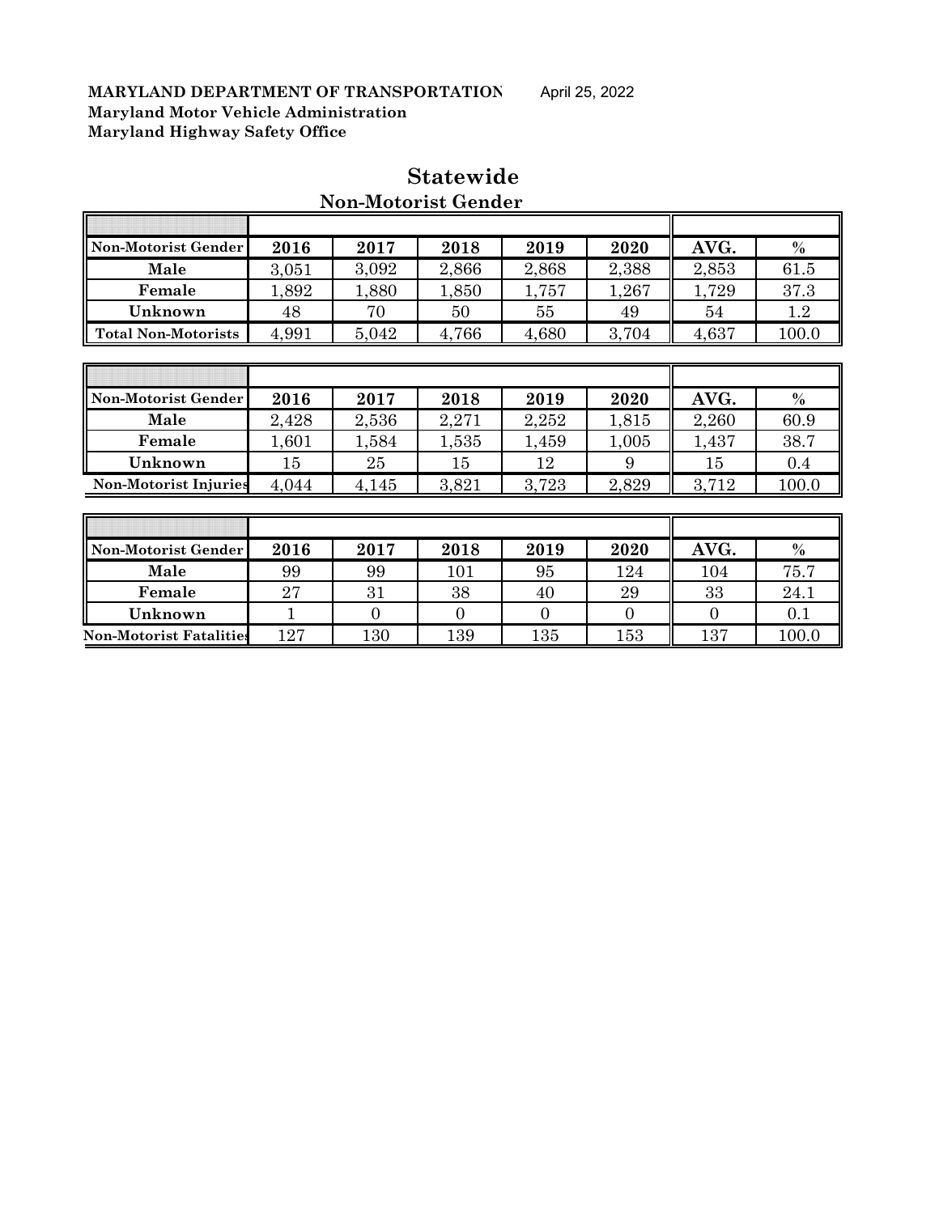**MARYLAND DEPARTMENT OF TRANSPORTATION** April 25, 2022
**Maryland Motor Vehicle Administration**
**Maryland Highway Safety Office**

# Statewide

## Non-Motorist Gender

| Non-Motorist Gender | 2016 | 2017 | 2018 | 2019 | 2020 | AVG. | % |
|---|---|---|---|---|---|---|---|
| Male | 3,051 | 3,092 | 2,866 | 2,868 | 2,388 | 2,853 | 61.5 |
| Female | 1,892 | 1,880 | 1,850 | 1,757 | 1,267 | 1,729 | 37.3 |
| Unknown | 48 | 70 | 50 | 55 | 49 | 54 | 1.2 |
| Total Non-Motorists | 4,991 | 5,042 | 4,766 | 4,680 | 3,704 | 4,637 | 100.0 |

| Non-Motorist Gender | 2016 | 2017 | 2018 | 2019 | 2020 | AVG. | % |
|---|---|---|---|---|---|---|---|
| Male | 2,428 | 2,536 | 2,271 | 2,252 | 1,815 | 2,260 | 60.9 |
| Female | 1,601 | 1,584 | 1,535 | 1,459 | 1,005 | 1,437 | 38.7 |
| Unknown | 15 | 25 | 15 | 12 | 9 | 15 | 0.4 |
| Non-Motorist Injuries | 4,044 | 4,145 | 3,821 | 3,723 | 2,829 | 3,712 | 100.0 |

| Non-Motorist Gender | 2016 | 2017 | 2018 | 2019 | 2020 | AVG. | % |
|---|---|---|---|---|---|---|---|
| Male | 99 | 99 | 101 | 95 | 124 | 104 | 75.7 |
| Female | 27 | 31 | 38 | 40 | 29 | 33 | 24.1 |
| Unknown | 1 | 0 | 0 | 0 | 0 | 0 | 0.1 |
| Non-Motorist Fatalities | 127 | 130 | 139 | 135 | 153 | 137 | 100.0 |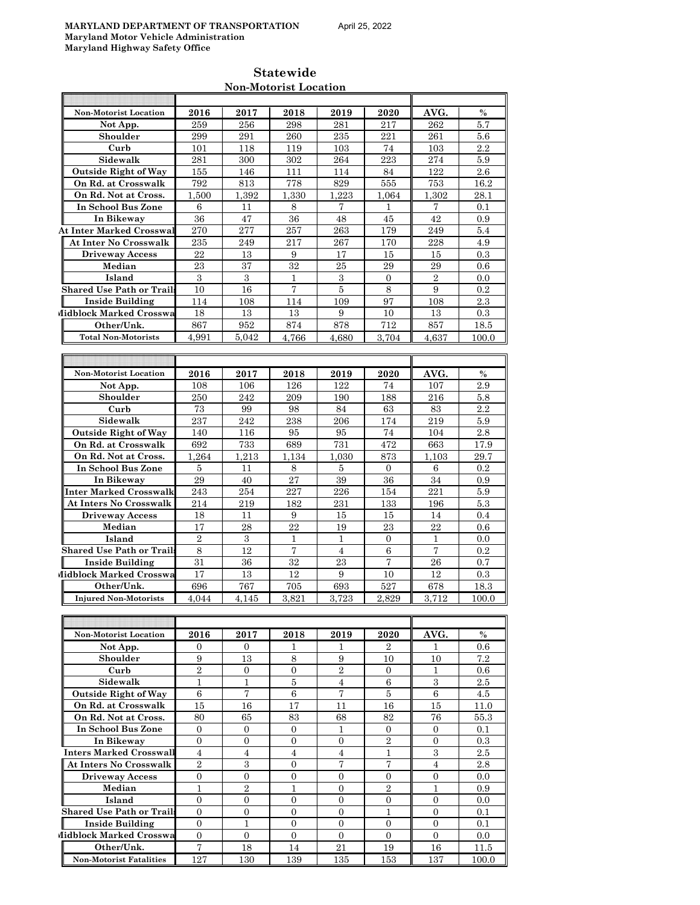**MARYLAND DEPARTMENT OF TRANSPORTATION** April 25, 2022
**Maryland Motor Vehicle Administration**
**Maryland Highway Safety Office**

## Statewide

### Non-Motorist Location

| Non-Motorist Location | 2016 | 2017 | 2018 | 2019 | 2020 | AVG. | % |
|---|---|---|---|---|---|---|---|
| Not App. | 259 | 256 | 298 | 281 | 217 | 262 | 5.7 |
| Shoulder | 299 | 291 | 260 | 235 | 221 | 261 | 5.6 |
| Curb | 101 | 118 | 119 | 103 | 74 | 103 | 2.2 |
| Sidewalk | 281 | 300 | 302 | 264 | 223 | 274 | 5.9 |
| Outside Right of Way | 155 | 146 | 111 | 114 | 84 | 122 | 2.6 |
| On Rd. at Crosswalk | 792 | 813 | 778 | 829 | 555 | 753 | 16.2 |
| On Rd. Not at Cross. | 1,500 | 1,392 | 1,330 | 1,223 | 1,064 | 1,302 | 28.1 |
| In School Bus Zone | 6 | 11 | 8 | 7 | 1 | 7 | 0.1 |
| In Bikeway | 36 | 47 | 36 | 48 | 45 | 42 | 0.9 |
| At Inter Marked Crosswal | 270 | 277 | 257 | 263 | 179 | 249 | 5.4 |
| At Inter No Crosswalk | 235 | 249 | 217 | 267 | 170 | 228 | 4.9 |
| Driveway Access | 22 | 13 | 9 | 17 | 15 | 15 | 0.3 |
| Median | 23 | 37 | 32 | 25 | 29 | 29 | 0.6 |
| Island | 3 | 3 | 1 | 3 | 0 | 2 | 0.0 |
| Shared Use Path or Trail | 10 | 16 | 7 | 5 | 8 | 9 | 0.2 |
| Inside Building | 114 | 108 | 114 | 109 | 97 | 108 | 2.3 |
| Midblock Marked Crosswa | 18 | 13 | 13 | 9 | 10 | 13 | 0.3 |
| Other/Unk. | 867 | 952 | 874 | 878 | 712 | 857 | 18.5 |
| Total Non-Motorists | 4,991 | 5,042 | 4,766 | 4,680 | 3,704 | 4,637 | 100.0 |

| Non-Motorist Location | 2016 | 2017 | 2018 | 2019 | 2020 | AVG. | % |
|---|---|---|---|---|---|---|---|
| Not App. | 108 | 106 | 126 | 122 | 74 | 107 | 2.9 |
| Shoulder | 250 | 242 | 209 | 190 | 188 | 216 | 5.8 |
| Curb | 73 | 99 | 98 | 84 | 63 | 83 | 2.2 |
| Sidewalk | 237 | 242 | 238 | 206 | 174 | 219 | 5.9 |
| Outside Right of Way | 140 | 116 | 95 | 95 | 74 | 104 | 2.8 |
| On Rd. at Crosswalk | 692 | 733 | 689 | 731 | 472 | 663 | 17.9 |
| On Rd. Not at Cross. | 1,264 | 1,213 | 1,134 | 1,030 | 873 | 1,103 | 29.7 |
| In School Bus Zone | 5 | 11 | 8 | 5 | 0 | 6 | 0.2 |
| In Bikeway | 29 | 40 | 27 | 39 | 36 | 34 | 0.9 |
| Inter Marked Crosswalk | 243 | 254 | 227 | 226 | 154 | 221 | 5.9 |
| At Inters No Crosswalk | 214 | 219 | 182 | 231 | 133 | 196 | 5.3 |
| Driveway Access | 18 | 11 | 9 | 15 | 15 | 14 | 0.4 |
| Median | 17 | 28 | 22 | 19 | 23 | 22 | 0.6 |
| Island | 2 | 3 | 1 | 1 | 0 | 1 | 0.0 |
| Shared Use Path or Trail | 8 | 12 | 7 | 4 | 6 | 7 | 0.2 |
| Inside Building | 31 | 36 | 32 | 23 | 7 | 26 | 0.7 |
| Midblock Marked Crosswa | 17 | 13 | 12 | 9 | 10 | 12 | 0.3 |
| Other/Unk. | 696 | 767 | 705 | 693 | 527 | 678 | 18.3 |
| Injured Non-Motorists | 4,044 | 4,145 | 3,821 | 3,723 | 2,829 | 3,712 | 100.0 |

| Non-Motorist Location | 2016 | 2017 | 2018 | 2019 | 2020 | AVG. | % |
|---|---|---|---|---|---|---|---|
| Not App. | 0 | 0 | 1 | 1 | 2 | 1 | 0.6 |
| Shoulder | 9 | 13 | 8 | 9 | 10 | 10 | 7.2 |
| Curb | 2 | 0 | 0 | 2 | 0 | 1 | 0.6 |
| Sidewalk | 1 | 1 | 5 | 4 | 6 | 3 | 2.5 |
| Outside Right of Way | 6 | 7 | 6 | 7 | 5 | 6 | 4.5 |
| On Rd. at Crosswalk | 15 | 16 | 17 | 11 | 16 | 15 | 11.0 |
| On Rd. Not at Cross. | 80 | 65 | 83 | 68 | 82 | 76 | 55.3 |
| In School Bus Zone | 0 | 0 | 0 | 1 | 0 | 0 | 0.1 |
| In Bikeway | 0 | 0 | 0 | 0 | 2 | 0 | 0.3 |
| Inters Marked Crosswall | 4 | 4 | 4 | 4 | 1 | 3 | 2.5 |
| At Inters No Crosswalk | 2 | 3 | 0 | 7 | 7 | 4 | 2.8 |
| Driveway Access | 0 | 0 | 0 | 0 | 0 | 0 | 0.0 |
| Median | 1 | 2 | 1 | 0 | 2 | 1 | 0.9 |
| Island | 0 | 0 | 0 | 0 | 0 | 0 | 0.0 |
| Shared Use Path or Trail | 0 | 0 | 0 | 0 | 1 | 0 | 0.1 |
| Inside Building | 0 | 1 | 0 | 0 | 0 | 0 | 0.1 |
| Midblock Marked Crosswa | 0 | 0 | 0 | 0 | 0 | 0 | 0.0 |
| Other/Unk. | 7 | 18 | 14 | 21 | 19 | 16 | 11.5 |
| Non-Motorist Fatalities | 127 | 130 | 139 | 135 | 153 | 137 | 100.0 |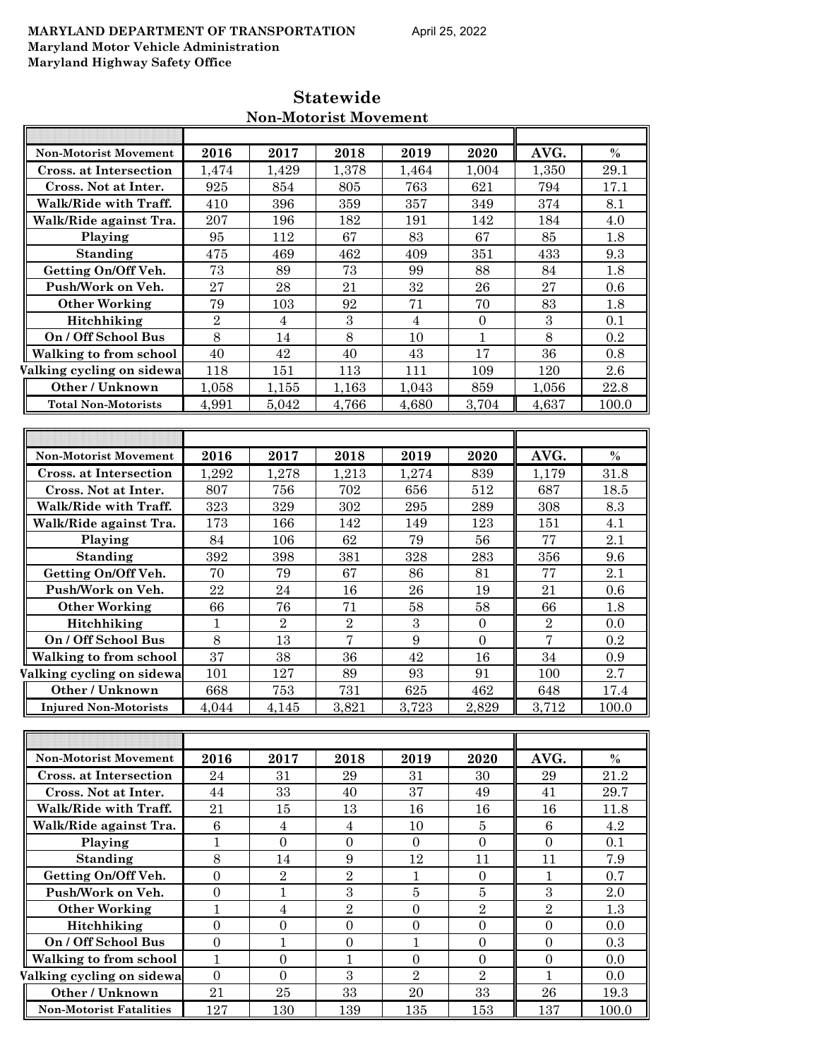**MARYLAND DEPARTMENT OF TRANSPORTATION** April 25, 2022
**Maryland Motor Vehicle Administration**
**Maryland Highway Safety Office**

# Statewide

## Non-Motorist Movement

| Non-Motorist Movement | 2016 | 2017 | 2018 | 2019 | 2020 | AVG. | % |
|---|---|---|---|---|---|---|---|
| Cross. at Intersection | 1,474 | 1,429 | 1,378 | 1,464 | 1,004 | 1,350 | 29.1 |
| Cross. Not at Inter. | 925 | 854 | 805 | 763 | 621 | 794 | 17.1 |
| Walk/Ride with Traff. | 410 | 396 | 359 | 357 | 349 | 374 | 8.1 |
| Walk/Ride against Tra. | 207 | 196 | 182 | 191 | 142 | 184 | 4.0 |
| Playing | 95 | 112 | 67 | 83 | 67 | 85 | 1.8 |
| Standing | 475 | 469 | 462 | 409 | 351 | 433 | 9.3 |
| Getting On/Off Veh. | 73 | 89 | 73 | 99 | 88 | 84 | 1.8 |
| Push/Work on Veh. | 27 | 28 | 21 | 32 | 26 | 27 | 0.6 |
| Other Working | 79 | 103 | 92 | 71 | 70 | 83 | 1.8 |
| Hitchhiking | 2 | 4 | 3 | 4 | 0 | 3 | 0.1 |
| On / Off School Bus | 8 | 14 | 8 | 10 | 1 | 8 | 0.2 |
| Walking to from school | 40 | 42 | 40 | 43 | 17 | 36 | 0.8 |
| Walking cycling on sidewa | 118 | 151 | 113 | 111 | 109 | 120 | 2.6 |
| Other / Unknown | 1,058 | 1,155 | 1,163 | 1,043 | 859 | 1,056 | 22.8 |
| Total Non-Motorists | 4,991 | 5,042 | 4,766 | 4,680 | 3,704 | 4,637 | 100.0 |

| Non-Motorist Movement | 2016 | 2017 | 2018 | 2019 | 2020 | AVG. | % |
|---|---|---|---|---|---|---|---|
| Cross. at Intersection | 1,292 | 1,278 | 1,213 | 1,274 | 839 | 1,179 | 31.8 |
| Cross. Not at Inter. | 807 | 756 | 702 | 656 | 512 | 687 | 18.5 |
| Walk/Ride with Traff. | 323 | 329 | 302 | 295 | 289 | 308 | 8.3 |
| Walk/Ride against Tra. | 173 | 166 | 142 | 149 | 123 | 151 | 4.1 |
| Playing | 84 | 106 | 62 | 79 | 56 | 77 | 2.1 |
| Standing | 392 | 398 | 381 | 328 | 283 | 356 | 9.6 |
| Getting On/Off Veh. | 70 | 79 | 67 | 86 | 81 | 77 | 2.1 |
| Push/Work on Veh. | 22 | 24 | 16 | 26 | 19 | 21 | 0.6 |
| Other Working | 66 | 76 | 71 | 58 | 58 | 66 | 1.8 |
| Hitchhiking | 1 | 2 | 2 | 3 | 0 | 2 | 0.0 |
| On / Off School Bus | 8 | 13 | 7 | 9 | 0 | 7 | 0.2 |
| Walking to from school | 37 | 38 | 36 | 42 | 16 | 34 | 0.9 |
| Walking cycling on sidewa | 101 | 127 | 89 | 93 | 91 | 100 | 2.7 |
| Other / Unknown | 668 | 753 | 731 | 625 | 462 | 648 | 17.4 |
| Injured Non-Motorists | 4,044 | 4,145 | 3,821 | 3,723 | 2,829 | 3,712 | 100.0 |

| Non-Motorist Movement | 2016 | 2017 | 2018 | 2019 | 2020 | AVG. | % |
|---|---|---|---|---|---|---|---|
| Cross. at Intersection | 24 | 31 | 29 | 31 | 30 | 29 | 21.2 |
| Cross. Not at Inter. | 44 | 33 | 40 | 37 | 49 | 41 | 29.7 |
| Walk/Ride with Traff. | 21 | 15 | 13 | 16 | 16 | 16 | 11.8 |
| Walk/Ride against Tra. | 6 | 4 | 4 | 10 | 5 | 6 | 4.2 |
| Playing | 1 | 0 | 0 | 0 | 0 | 0 | 0.1 |
| Standing | 8 | 14 | 9 | 12 | 11 | 11 | 7.9 |
| Getting On/Off Veh. | 0 | 2 | 2 | 1 | 0 | 1 | 0.7 |
| Push/Work on Veh. | 0 | 1 | 3 | 5 | 5 | 3 | 2.0 |
| Other Working | 1 | 4 | 2 | 0 | 2 | 2 | 1.3 |
| Hitchhiking | 0 | 0 | 0 | 0 | 0 | 0 | 0.0 |
| On / Off School Bus | 0 | 1 | 0 | 1 | 0 | 0 | 0.3 |
| Walking to from school | 1 | 0 | 1 | 0 | 0 | 0 | 0.0 |
| Walking cycling on sidewa | 0 | 0 | 3 | 2 | 2 | 1 | 0.0 |
| Other / Unknown | 21 | 25 | 33 | 20 | 33 | 26 | 19.3 |
| Non-Motorist Fatalities | 127 | 130 | 139 | 135 | 153 | 137 | 100.0 |